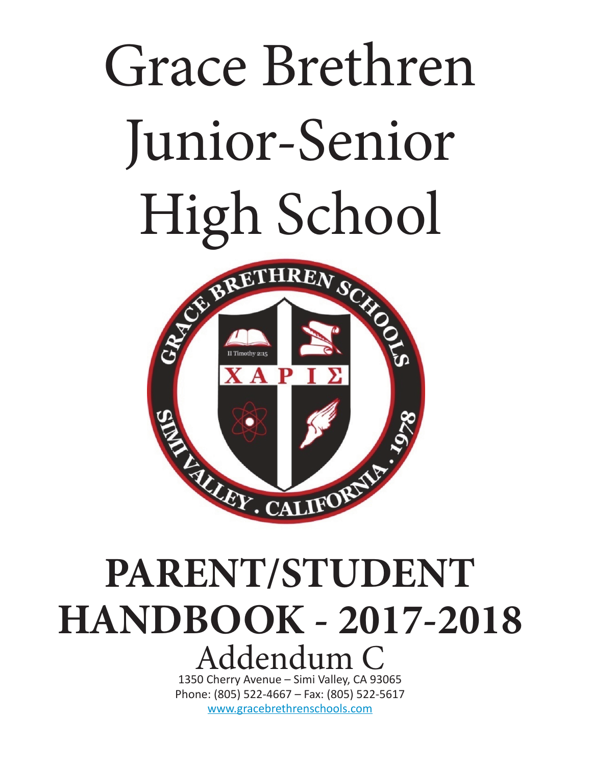# Grace Brethren Junior-Senior High School

# PARENT/STUDENT HANDBOOK - 2017-2018

## Addendum C

1350 Cherry Avenue – Simi Valley, CA 93065

Phone: (805) 522-4667 – Fax: (805) 522-5617

www.gracebrethrenschools.com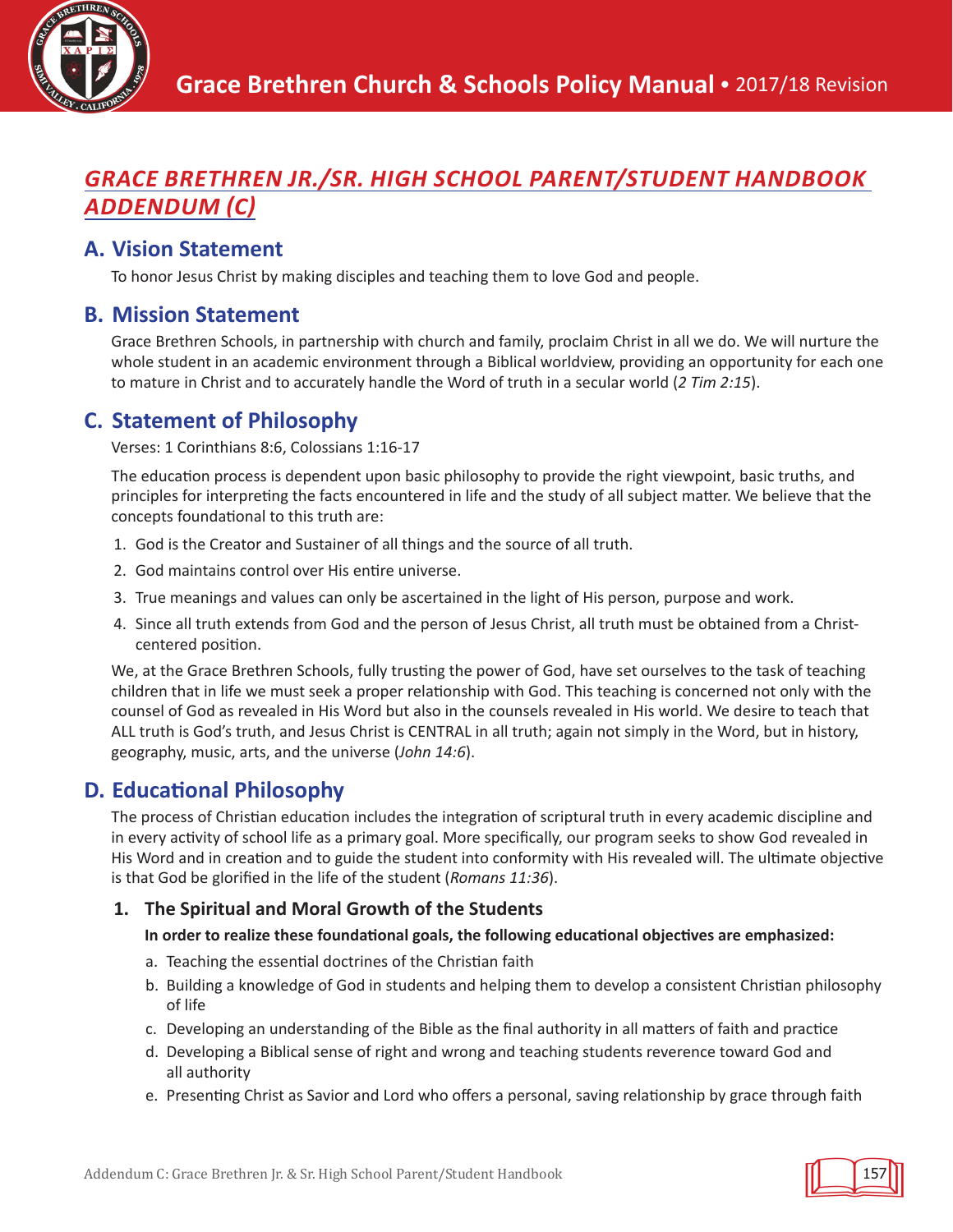# *GRACE BRETHREN JR./SR. HIGH SCHOOL PARENT/STUDENT HANDBOOK ADDENDUM (C)*

## A. Vision Statement

To honor Jesus Christ by making disciples and teaching them to love God and people.

## B. Mission Statement

Grace Brethren Schools, in partnership with church and family, proclaim Christ in all we do. We will nurture the whole student in an academic environment through a Biblical worldview, providing an opportunity for each one to mature in Christ and to accurately handle the Word of truth in a secular world (*2 Tim 2:15*).

## C. Statement of Philosophy

Verses: 1 Corinthians 8:6, Colossians 1:16-17

The education process is dependent upon basic philosophy to provide the right viewpoint, basic truths, and principles for interpreting the facts encountered in life and the study of all subject matter. We believe that the concepts foundational to this truth are:

1. God is the Creator and Sustainer of all things and the source of all truth.
2. God maintains control over His entire universe.
3. True meanings and values can only be ascertained in the light of His person, purpose and work.
4. Since all truth extends from God and the person of Jesus Christ, all truth must be obtained from a Christ-centered position.

We, at the Grace Brethren Schools, fully trusting the power of God, have set ourselves to the task of teaching children that in life we must seek a proper relationship with God. This teaching is concerned not only with the counsel of God as revealed in His Word but also in the counsels revealed in His world. We desire to teach that ALL truth is God's truth, and Jesus Christ is CENTRAL in all truth; again not simply in the Word, but in history, geography, music, arts, and the universe (*John 14:6*).

## D. Educational Philosophy

The process of Christian education includes the integration of scriptural truth in every academic discipline and in every activity of school life as a primary goal. More specifically, our program seeks to show God revealed in His Word and in creation and to guide the student into conformity with His revealed will. The ultimate objective is that God be glorified in the life of the student (*Romans 11:36*).

### 1. The Spiritual and Moral Growth of the Students

**In order to realize these foundational goals, the following educational objectives are emphasized:**

a. Teaching the essential doctrines of the Christian faith

b. Building a knowledge of God in students and helping them to develop a consistent Christian philosophy of life

c. Developing an understanding of the Bible as the final authority in all matters of faith and practice

d. Developing a Biblical sense of right and wrong and teaching students reverence toward God and all authority

e. Presenting Christ as Savior and Lord who offers a personal, saving relationship by grace through faith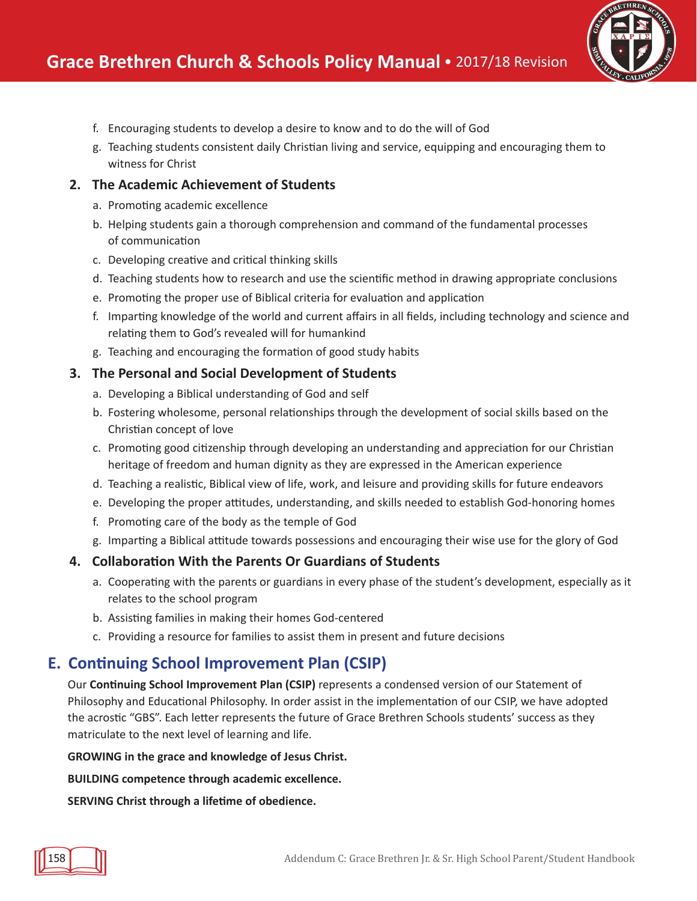f. Encouraging students to develop a desire to know and to do the will of God
g. Teaching students consistent daily Christian living and service, equipping and encouraging them to witness for Christ

### 2. The Academic Achievement of Students

a. Promoting academic excellence
b. Helping students gain a thorough comprehension and command of the fundamental processes of communication
c. Developing creative and critical thinking skills
d. Teaching students how to research and use the scientific method in drawing appropriate conclusions
e. Promoting the proper use of Biblical criteria for evaluation and application
f. Imparting knowledge of the world and current affairs in all fields, including technology and science and relating them to God's revealed will for humankind
g. Teaching and encouraging the formation of good study habits

### 3. The Personal and Social Development of Students

a. Developing a Biblical understanding of God and self
b. Fostering wholesome, personal relationships through the development of social skills based on the Christian concept of love
c. Promoting good citizenship through developing an understanding and appreciation for our Christian heritage of freedom and human dignity as they are expressed in the American experience
d. Teaching a realistic, Biblical view of life, work, and leisure and providing skills for future endeavors
e. Developing the proper attitudes, understanding, and skills needed to establish God-honoring homes
f. Promoting care of the body as the temple of God
g. Imparting a Biblical attitude towards possessions and encouraging their wise use for the glory of God

### 4. Collaboration With the Parents Or Guardians of Students

a. Cooperating with the parents or guardians in every phase of the student's development, especially as it relates to the school program
b. Assisting families in making their homes God-centered
c. Providing a resource for families to assist them in present and future decisions

## E. Continuing School Improvement Plan (CSIP)

Our **Continuing School Improvement Plan (CSIP)** represents a condensed version of our Statement of Philosophy and Educational Philosophy. In order assist in the implementation of our CSIP, we have adopted the acrostic "GBS". Each letter represents the future of Grace Brethren Schools students' success as they matriculate to the next level of learning and life.

**GROWING in the grace and knowledge of Jesus Christ.**

**BUILDING competence through academic excellence.**

**SERVING Christ through a lifetime of obedience.**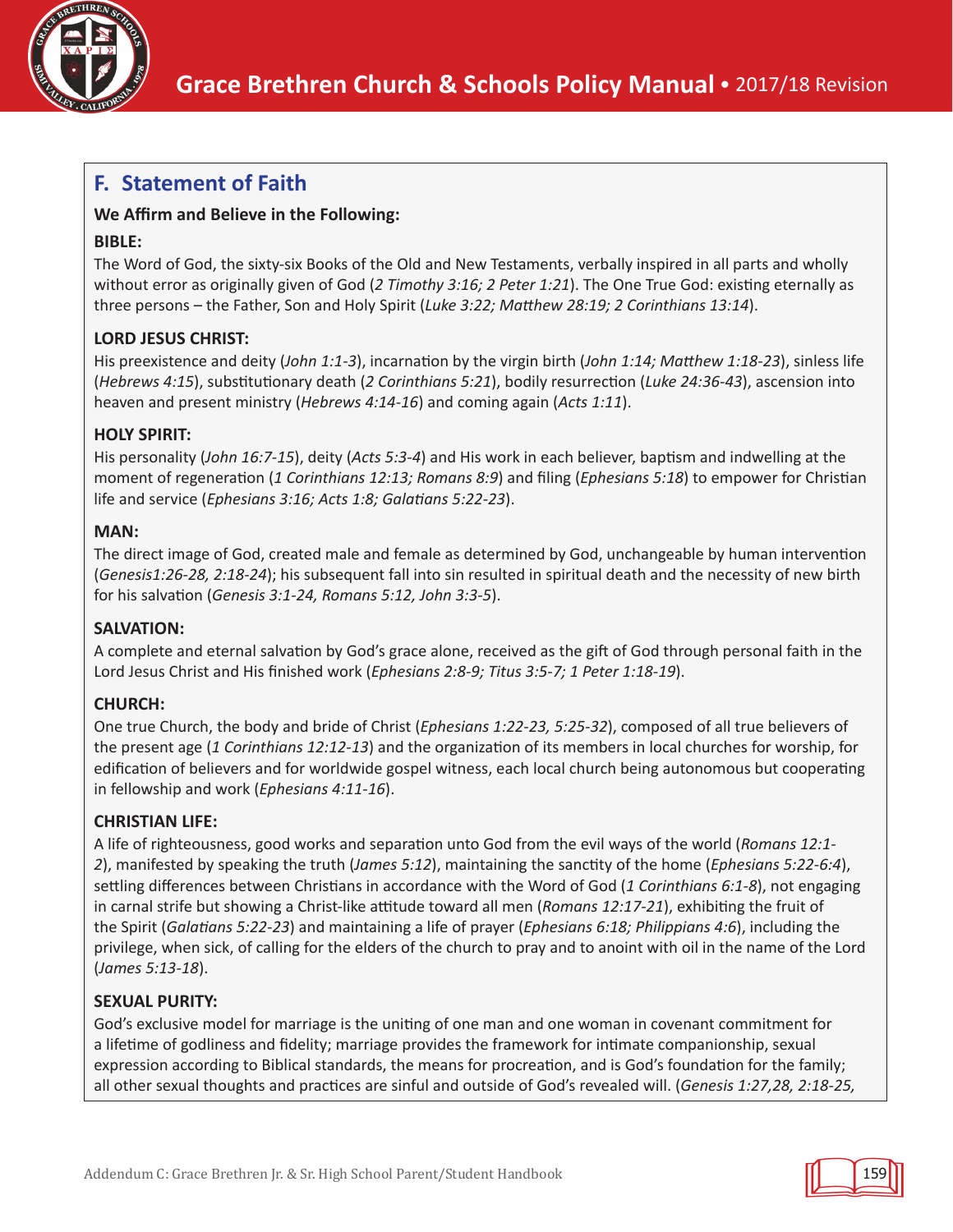## F. Statement of Faith

**We Affirm and Believe in the Following:**

**BIBLE:**

The Word of God, the sixty-six Books of the Old and New Testaments, verbally inspired in all parts and wholly without error as originally given of God (*2 Timothy 3:16; 2 Peter 1:21*). The One True God: existing eternally as three persons – the Father, Son and Holy Spirit (*Luke 3:22; Matthew 28:19; 2 Corinthians 13:14*).

**LORD JESUS CHRIST:**

His preexistence and deity (*John 1:1-3*), incarnation by the virgin birth (*John 1:14; Matthew 1:18-23*), sinless life (*Hebrews 4:15*), substitutionary death (*2 Corinthians 5:21*), bodily resurrection (*Luke 24:36-43*), ascension into heaven and present ministry (*Hebrews 4:14-16*) and coming again (*Acts 1:11*).

**HOLY SPIRIT:**

His personality (*John 16:7-15*), deity (*Acts 5:3-4*) and His work in each believer, baptism and indwelling at the moment of regeneration (*1 Corinthians 12:13; Romans 8:9*) and filing (*Ephesians 5:18*) to empower for Christian life and service (*Ephesians 3:16; Acts 1:8; Galatians 5:22-23*).

**MAN:**

The direct image of God, created male and female as determined by God, unchangeable by human intervention (*Genesis1:26-28, 2:18-24*); his subsequent fall into sin resulted in spiritual death and the necessity of new birth for his salvation (*Genesis 3:1-24, Romans 5:12, John 3:3-5*).

**SALVATION:**

A complete and eternal salvation by God's grace alone, received as the gift of God through personal faith in the Lord Jesus Christ and His finished work (*Ephesians 2:8-9; Titus 3:5-7; 1 Peter 1:18-19*).

**CHURCH:**

One true Church, the body and bride of Christ (*Ephesians 1:22-23, 5:25-32*), composed of all true believers of the present age (*1 Corinthians 12:12-13*) and the organization of its members in local churches for worship, for edification of believers and for worldwide gospel witness, each local church being autonomous but cooperating in fellowship and work (*Ephesians 4:11-16*).

**CHRISTIAN LIFE:**

A life of righteousness, good works and separation unto God from the evil ways of the world (*Romans 12:1-2*), manifested by speaking the truth (*James 5:12*), maintaining the sanctity of the home (*Ephesians 5:22-6:4*), settling differences between Christians in accordance with the Word of God (*1 Corinthians 6:1-8*), not engaging in carnal strife but showing a Christ-like attitude toward all men (*Romans 12:17-21*), exhibiting the fruit of the Spirit (*Galatians 5:22-23*) and maintaining a life of prayer (*Ephesians 6:18; Philippians 4:6*), including the privilege, when sick, of calling for the elders of the church to pray and to anoint with oil in the name of the Lord (*James 5:13-18*).

**SEXUAL PURITY:**

God's exclusive model for marriage is the uniting of one man and one woman in covenant commitment for a lifetime of godliness and fidelity; marriage provides the framework for intimate companionship, sexual expression according to Biblical standards, the means for procreation, and is God's foundation for the family; all other sexual thoughts and practices are sinful and outside of God's revealed will. (*Genesis 1:27,28, 2:18-25,*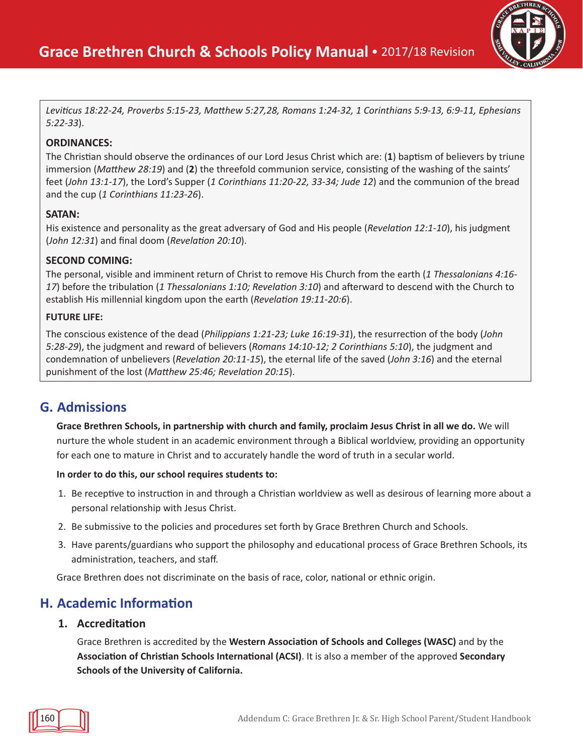*Leviticus 18:22-24, Proverbs 5:15-23, Matthew 5:27,28, Romans 1:24-32, 1 Corinthians 5:9-13, 6:9-11, Ephesians 5:22-33*).

**ORDINANCES:**
The Christian should observe the ordinances of our Lord Jesus Christ which are: (**1**) baptism of believers by triune immersion (*Matthew 28:19*) and (**2**) the threefold communion service, consisting of the washing of the saints' feet (*John 13:1-17*), the Lord's Supper (*1 Corinthians 11:20-22, 33-34; Jude 12*) and the communion of the bread and the cup (*1 Corinthians 11:23-26*).

**SATAN:**
His existence and personality as the great adversary of God and His people (*Revelation 12:1-10*), his judgment (*John 12:31*) and final doom (*Revelation 20:10*).

**SECOND COMING:**
The personal, visible and imminent return of Christ to remove His Church from the earth (*1 Thessalonians 4:16-17*) before the tribulation (*1 Thessalonians 1:10; Revelation 3:10*) and afterward to descend with the Church to establish His millennial kingdom upon the earth (*Revelation 19:11-20:6*).

**FUTURE LIFE:**
The conscious existence of the dead (*Philippians 1:21-23; Luke 16:19-31*), the resurrection of the body (*John 5:28-29*), the judgment and reward of believers (*Romans 14:10-12; 2 Corinthians 5:10*), the judgment and condemnation of unbelievers (*Revelation 20:11-15*), the eternal life of the saved (*John 3:16*) and the eternal punishment of the lost (*Matthew 25:46; Revelation 20:15*).

## G. Admissions

**Grace Brethren Schools, in partnership with church and family, proclaim Jesus Christ in all we do.** We will nurture the whole student in an academic environment through a Biblical worldview, providing an opportunity for each one to mature in Christ and to accurately handle the word of truth in a secular world.

**In order to do this, our school requires students to:**

1. Be receptive to instruction in and through a Christian worldview as well as desirous of learning more about a personal relationship with Jesus Christ.
2. Be submissive to the policies and procedures set forth by Grace Brethren Church and Schools.
3. Have parents/guardians who support the philosophy and educational process of Grace Brethren Schools, its administration, teachers, and staff.

Grace Brethren does not discriminate on the basis of race, color, national or ethnic origin.

## H. Academic Information

### 1. Accreditation

Grace Brethren is accredited by the **Western Association of Schools and Colleges (WASC)** and by the **Association of Christian Schools International (ACSI)**. It is also a member of the approved **Secondary Schools of the University of California.**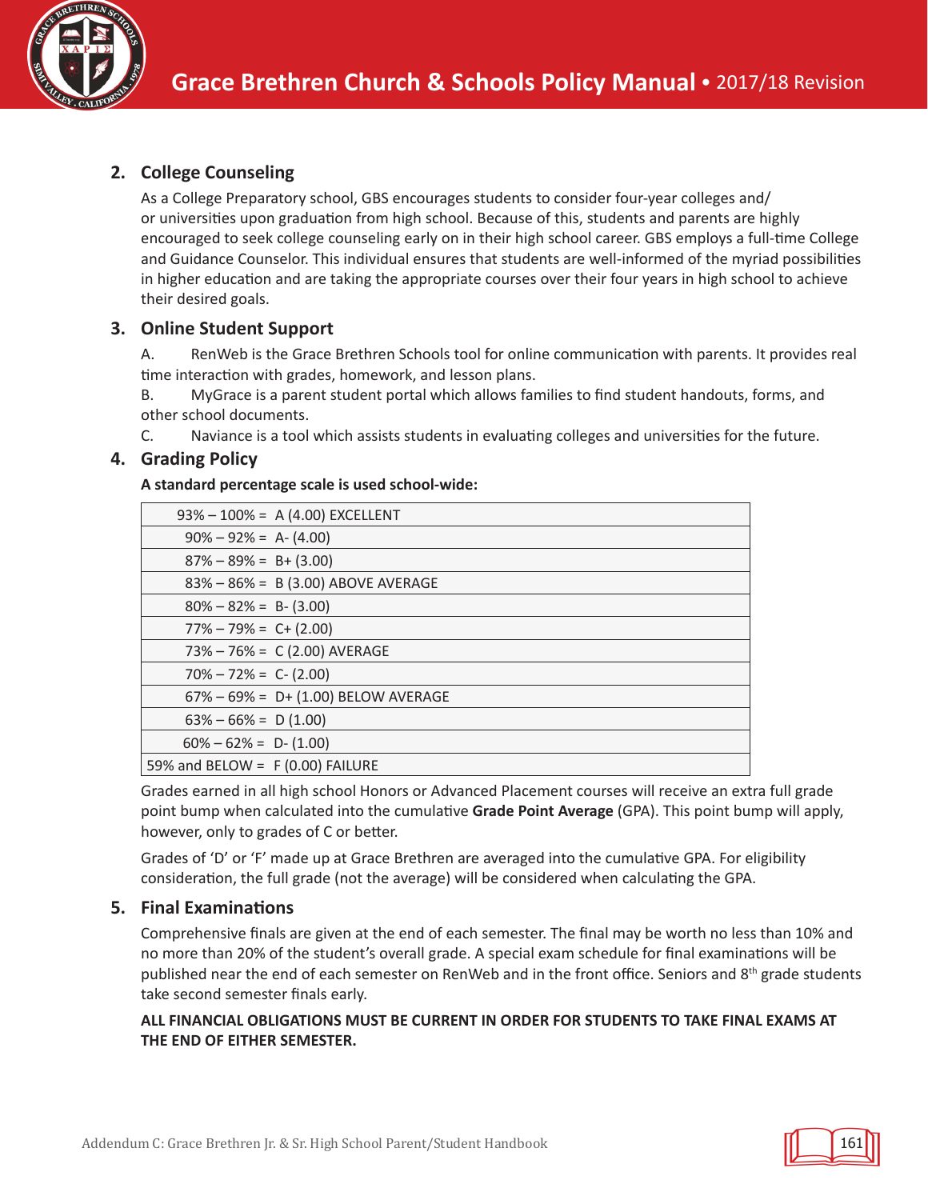## 2. College Counseling

As a College Preparatory school, GBS encourages students to consider four-year colleges and/or universities upon graduation from high school. Because of this, students and parents are highly encouraged to seek college counseling early on in their high school career. GBS employs a full-time College and Guidance Counselor. This individual ensures that students are well-informed of the myriad possibilities in higher education and are taking the appropriate courses over their four years in high school to achieve their desired goals.

## 3. Online Student Support

A. RenWeb is the Grace Brethren Schools tool for online communication with parents. It provides real time interaction with grades, homework, and lesson plans.

B. MyGrace is a parent student portal which allows families to find student handouts, forms, and other school documents.

C. Naviance is a tool which assists students in evaluating colleges and universities for the future.

## 4. Grading Policy

**A standard percentage scale is used school-wide:**

| Grading Scale |
|---|
| 93% – 100% = A (4.00) EXCELLENT |
| 90% – 92% = A- (4.00) |
| 87% – 89% = B+ (3.00) |
| 83% – 86% = B (3.00) ABOVE AVERAGE |
| 80% – 82% = B- (3.00) |
| 77% – 79% = C+ (2.00) |
| 73% – 76% = C (2.00) AVERAGE |
| 70% – 72% = C- (2.00) |
| 67% – 69% = D+ (1.00) BELOW AVERAGE |
| 63% – 66% = D (1.00) |
| 60% – 62% = D- (1.00) |
| 59% and BELOW = F (0.00) FAILURE |

Grades earned in all high school Honors or Advanced Placement courses will receive an extra full grade point bump when calculated into the cumulative **Grade Point Average** (GPA). This point bump will apply, however, only to grades of C or better.

Grades of 'D' or 'F' made up at Grace Brethren are averaged into the cumulative GPA. For eligibility consideration, the full grade (not the average) will be considered when calculating the GPA.

## 5. Final Examinations

Comprehensive finals are given at the end of each semester. The final may be worth no less than 10% and no more than 20% of the student's overall grade. A special exam schedule for final examinations will be published near the end of each semester on RenWeb and in the front office. Seniors and 8th grade students take second semester finals early.

**ALL FINANCIAL OBLIGATIONS MUST BE CURRENT IN ORDER FOR STUDENTS TO TAKE FINAL EXAMS AT THE END OF EITHER SEMESTER.**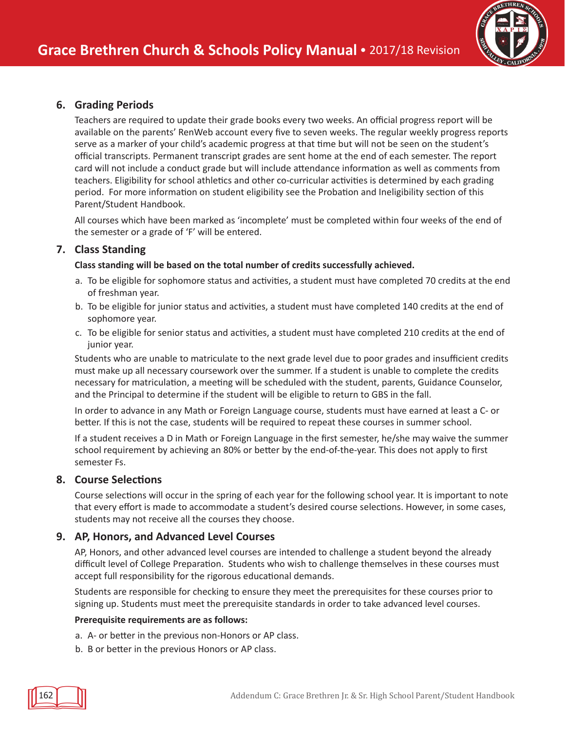## 6. Grading Periods

Teachers are required to update their grade books every two weeks. An official progress report will be available on the parents' RenWeb account every five to seven weeks. The regular weekly progress reports serve as a marker of your child's academic progress at that time but will not be seen on the student's official transcripts. Permanent transcript grades are sent home at the end of each semester. The report card will not include a conduct grade but will include attendance information as well as comments from teachers. Eligibility for school athletics and other co-curricular activities is determined by each grading period. For more information on student eligibility see the Probation and Ineligibility section of this Parent/Student Handbook.

All courses which have been marked as 'incomplete' must be completed within four weeks of the end of the semester or a grade of 'F' will be entered.

## 7. Class Standing

**Class standing will be based on the total number of credits successfully achieved.**

a. To be eligible for sophomore status and activities, a student must have completed 70 credits at the end of freshman year.
b. To be eligible for junior status and activities, a student must have completed 140 credits at the end of sophomore year.
c. To be eligible for senior status and activities, a student must have completed 210 credits at the end of junior year.

Students who are unable to matriculate to the next grade level due to poor grades and insufficient credits must make up all necessary coursework over the summer. If a student is unable to complete the credits necessary for matriculation, a meeting will be scheduled with the student, parents, Guidance Counselor, and the Principal to determine if the student will be eligible to return to GBS in the fall.

In order to advance in any Math or Foreign Language course, students must have earned at least a C- or better. If this is not the case, students will be required to repeat these courses in summer school.

If a student receives a D in Math or Foreign Language in the first semester, he/she may waive the summer school requirement by achieving an 80% or better by the end-of-the-year. This does not apply to first semester Fs.

## 8. Course Selections

Course selections will occur in the spring of each year for the following school year. It is important to note that every effort is made to accommodate a student's desired course selections. However, in some cases, students may not receive all the courses they choose.

## 9. AP, Honors, and Advanced Level Courses

AP, Honors, and other advanced level courses are intended to challenge a student beyond the already difficult level of College Preparation. Students who wish to challenge themselves in these courses must accept full responsibility for the rigorous educational demands.

Students are responsible for checking to ensure they meet the prerequisites for these courses prior to signing up. Students must meet the prerequisite standards in order to take advanced level courses.

**Prerequisite requirements are as follows:**

a. A- or better in the previous non-Honors or AP class.
b. B or better in the previous Honors or AP class.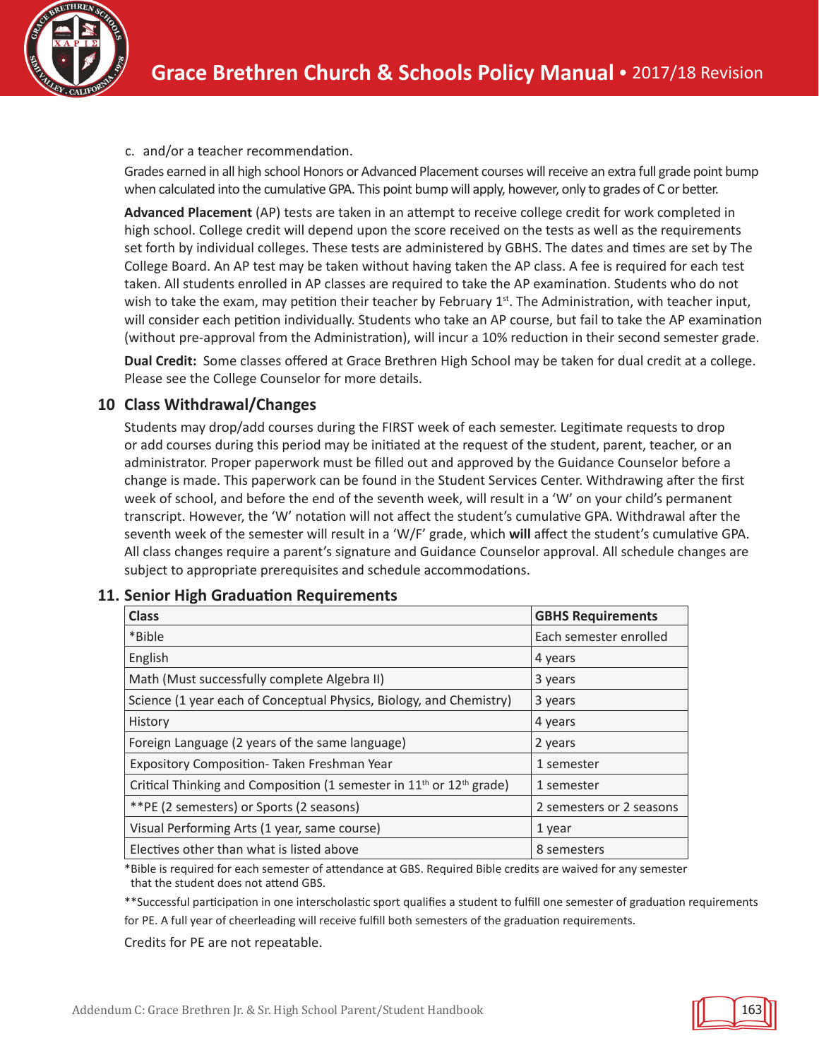c. and/or a teacher recommendation.

Grades earned in all high school Honors or Advanced Placement courses will receive an extra full grade point bump when calculated into the cumulative GPA. This point bump will apply, however, only to grades of C or better.

**Advanced Placement** (AP) tests are taken in an attempt to receive college credit for work completed in high school. College credit will depend upon the score received on the tests as well as the requirements set forth by individual colleges. These tests are administered by GBHS. The dates and times are set by The College Board. An AP test may be taken without having taken the AP class. A fee is required for each test taken. All students enrolled in AP classes are required to take the AP examination. Students who do not wish to take the exam, may petition their teacher by February 1st. The Administration, with teacher input, will consider each petition individually. Students who take an AP course, but fail to take the AP examination (without pre-approval from the Administration), will incur a 10% reduction in their second semester grade.

**Dual Credit:** Some classes offered at Grace Brethren High School may be taken for dual credit at a college. Please see the College Counselor for more details.

## 10 Class Withdrawal/Changes

Students may drop/add courses during the FIRST week of each semester. Legitimate requests to drop or add courses during this period may be initiated at the request of the student, parent, teacher, or an administrator. Proper paperwork must be filled out and approved by the Guidance Counselor before a change is made. This paperwork can be found in the Student Services Center. Withdrawing after the first week of school, and before the end of the seventh week, will result in a 'W' on your child's permanent transcript. However, the 'W' notation will not affect the student's cumulative GPA. Withdrawal after the seventh week of the semester will result in a 'W/F' grade, which **will** affect the student's cumulative GPA. All class changes require a parent's signature and Guidance Counselor approval. All schedule changes are subject to appropriate prerequisites and schedule accommodations.

## 11. Senior High Graduation Requirements

| Class | GBHS Requirements |
|---|---|
| *Bible | Each semester enrolled |
| English | 4 years |
| Math (Must successfully complete Algebra II) | 3 years |
| Science (1 year each of Conceptual Physics, Biology, and Chemistry) | 3 years |
| History | 4 years |
| Foreign Language (2 years of the same language) | 2 years |
| Expository Composition- Taken Freshman Year | 1 semester |
| Critical Thinking and Composition (1 semester in 11th or 12th grade) | 1 semester |
| **PE (2 semesters) or Sports (2 seasons) | 2 semesters or 2 seasons |
| Visual Performing Arts (1 year, same course) | 1 year |
| Electives other than what is listed above | 8 semesters |

*Bible is required for each semester of attendance at GBS. Required Bible credits are waived for any semester that the student does not attend GBS.

**Successful participation in one interscholastic sport qualifies a student to fulfill one semester of graduation requirements for PE. A full year of cheerleading will receive fulfill both semesters of the graduation requirements.

Credits for PE are not repeatable.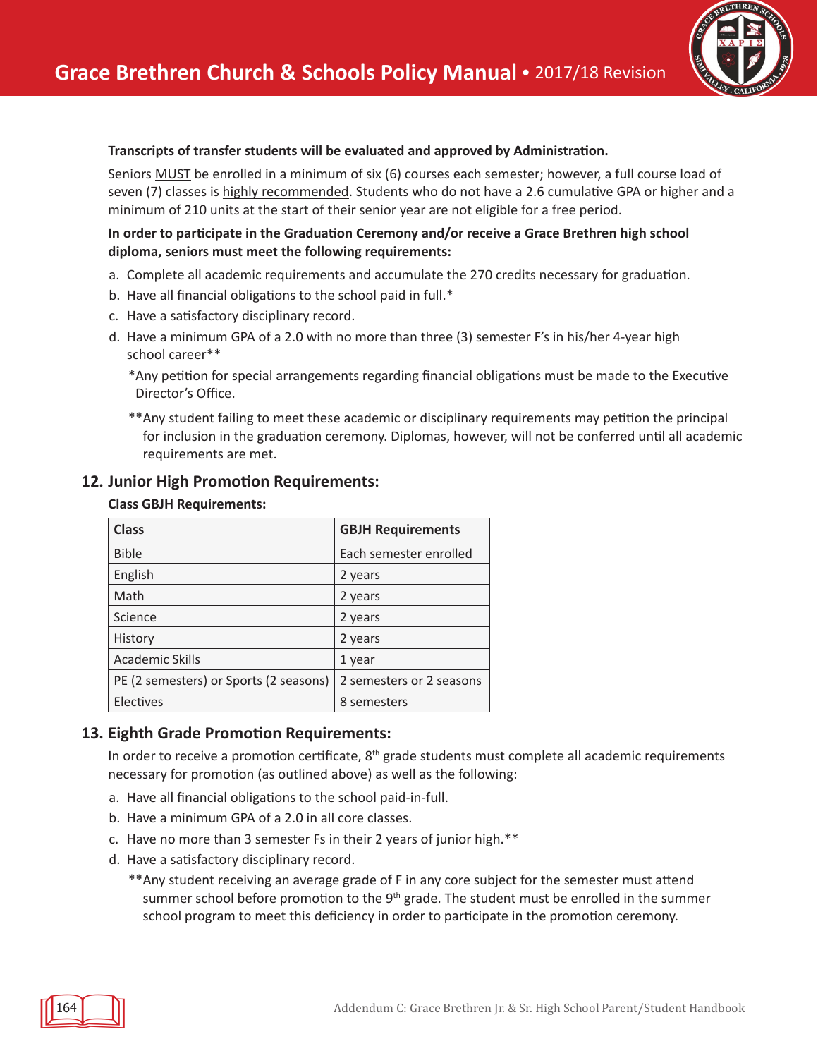**Transcripts of transfer students will be evaluated and approved by Administration.**

Seniors MUST be enrolled in a minimum of six (6) courses each semester; however, a full course load of seven (7) classes is highly recommended. Students who do not have a 2.6 cumulative GPA or higher and a minimum of 210 units at the start of their senior year are not eligible for a free period.

**In order to participate in the Graduation Ceremony and/or receive a Grace Brethren high school diploma, seniors must meet the following requirements:**

a. Complete all academic requirements and accumulate the 270 credits necessary for graduation.
b. Have all financial obligations to the school paid in full.*
c. Have a satisfactory disciplinary record.
d. Have a minimum GPA of a 2.0 with no more than three (3) semester F's in his/her 4-year high school career**

*Any petition for special arrangements regarding financial obligations must be made to the Executive Director's Office.

**Any student failing to meet these academic or disciplinary requirements may petition the principal for inclusion in the graduation ceremony. Diplomas, however, will not be conferred until all academic requirements are met.

## 12. Junior High Promotion Requirements:

**Class GBJH Requirements:**

| Class | GBJH Requirements |
|---|---|
| Bible | Each semester enrolled |
| English | 2 years |
| Math | 2 years |
| Science | 2 years |
| History | 2 years |
| Academic Skills | 1 year |
| PE (2 semesters) or Sports (2 seasons) | 2 semesters or 2 seasons |
| Electives | 8 semesters |

## 13. Eighth Grade Promotion Requirements:

In order to receive a promotion certificate, 8th grade students must complete all academic requirements necessary for promotion (as outlined above) as well as the following:

a. Have all financial obligations to the school paid-in-full.
b. Have a minimum GPA of a 2.0 in all core classes.
c. Have no more than 3 semester Fs in their 2 years of junior high.**
d. Have a satisfactory disciplinary record.

**Any student receiving an average grade of F in any core subject for the semester must attend summer school before promotion to the 9th grade. The student must be enrolled in the summer school program to meet this deficiency in order to participate in the promotion ceremony.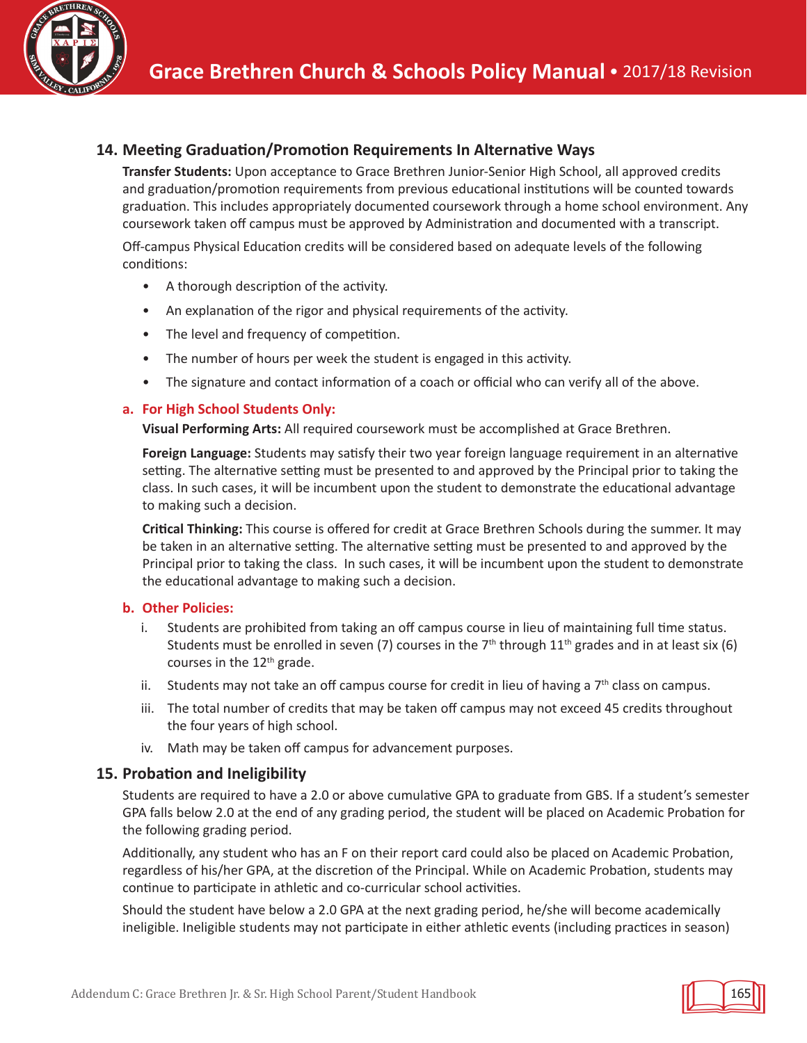## 14. Meeting Graduation/Promotion Requirements In Alternative Ways

**Transfer Students:** Upon acceptance to Grace Brethren Junior-Senior High School, all approved credits and graduation/promotion requirements from previous educational institutions will be counted towards graduation. This includes appropriately documented coursework through a home school environment. Any coursework taken off campus must be approved by Administration and documented with a transcript.

Off-campus Physical Education credits will be considered based on adequate levels of the following conditions:

- A thorough description of the activity.
- An explanation of the rigor and physical requirements of the activity.
- The level and frequency of competition.
- The number of hours per week the student is engaged in this activity.
- The signature and contact information of a coach or official who can verify all of the above.

### a. For High School Students Only:

**Visual Performing Arts:** All required coursework must be accomplished at Grace Brethren.

**Foreign Language:** Students may satisfy their two year foreign language requirement in an alternative setting. The alternative setting must be presented to and approved by the Principal prior to taking the class. In such cases, it will be incumbent upon the student to demonstrate the educational advantage to making such a decision.

**Critical Thinking:** This course is offered for credit at Grace Brethren Schools during the summer. It may be taken in an alternative setting. The alternative setting must be presented to and approved by the Principal prior to taking the class. In such cases, it will be incumbent upon the student to demonstrate the educational advantage to making such a decision.

### b. Other Policies:

i. Students are prohibited from taking an off campus course in lieu of maintaining full time status. Students must be enrolled in seven (7) courses in the 7th through 11th grades and in at least six (6) courses in the 12th grade.

ii. Students may not take an off campus course for credit in lieu of having a 7th class on campus.

iii. The total number of credits that may be taken off campus may not exceed 45 credits throughout the four years of high school.

iv. Math may be taken off campus for advancement purposes.

## 15. Probation and Ineligibility

Students are required to have a 2.0 or above cumulative GPA to graduate from GBS. If a student's semester GPA falls below 2.0 at the end of any grading period, the student will be placed on Academic Probation for the following grading period.

Additionally, any student who has an F on their report card could also be placed on Academic Probation, regardless of his/her GPA, at the discretion of the Principal. While on Academic Probation, students may continue to participate in athletic and co-curricular school activities.

Should the student have below a 2.0 GPA at the next grading period, he/she will become academically ineligible. Ineligible students may not participate in either athletic events (including practices in season)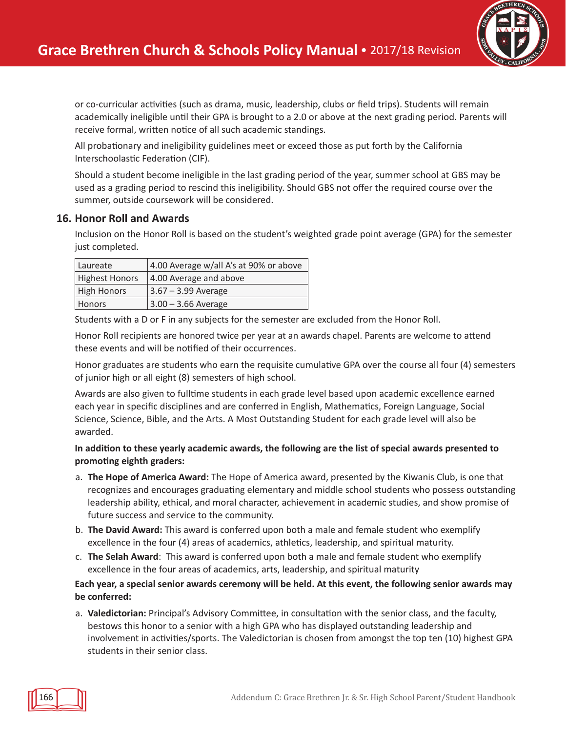or co-curricular activities (such as drama, music, leadership, clubs or field trips). Students will remain academically ineligible until their GPA is brought to a 2.0 or above at the next grading period. Parents will receive formal, written notice of all such academic standings.

All probationary and ineligibility guidelines meet or exceed those as put forth by the California Interschoolastic Federation (CIF).

Should a student become ineligible in the last grading period of the year, summer school at GBS may be used as a grading period to rescind this ineligibility. Should GBS not offer the required course over the summer, outside coursework will be considered.

## 16. Honor Roll and Awards

Inclusion on the Honor Roll is based on the student's weighted grade point average (GPA) for the semester just completed.

| | |
|---|---|
| Laureate | 4.00 Average w/all A's at 90% or above |
| Highest Honors | 4.00 Average and above |
| High Honors | 3.67 – 3.99 Average |
| Honors | 3.00 – 3.66 Average |

Students with a D or F in any subjects for the semester are excluded from the Honor Roll.

Honor Roll recipients are honored twice per year at an awards chapel. Parents are welcome to attend these events and will be notified of their occurrences.

Honor graduates are students who earn the requisite cumulative GPA over the course all four (4) semesters of junior high or all eight (8) semesters of high school.

Awards are also given to fulltime students in each grade level based upon academic excellence earned each year in specific disciplines and are conferred in English, Mathematics, Foreign Language, Social Science, Science, Bible, and the Arts. A Most Outstanding Student for each grade level will also be awarded.

**In addition to these yearly academic awards, the following are the list of special awards presented to promoting eighth graders:**

a. **The Hope of America Award:** The Hope of America award, presented by the Kiwanis Club, is one that recognizes and encourages graduating elementary and middle school students who possess outstanding leadership ability, ethical, and moral character, achievement in academic studies, and show promise of future success and service to the community.
b. **The David Award:** This award is conferred upon both a male and female student who exemplify excellence in the four (4) areas of academics, athletics, leadership, and spiritual maturity.
c. **The Selah Award**: This award is conferred upon both a male and female student who exemplify excellence in the four areas of academics, arts, leadership, and spiritual maturity

**Each year, a special senior awards ceremony will be held. At this event, the following senior awards may be conferred:**

a. **Valedictorian:** Principal's Advisory Committee, in consultation with the senior class, and the faculty, bestows this honor to a senior with a high GPA who has displayed outstanding leadership and involvement in activities/sports. The Valedictorian is chosen from amongst the top ten (10) highest GPA students in their senior class.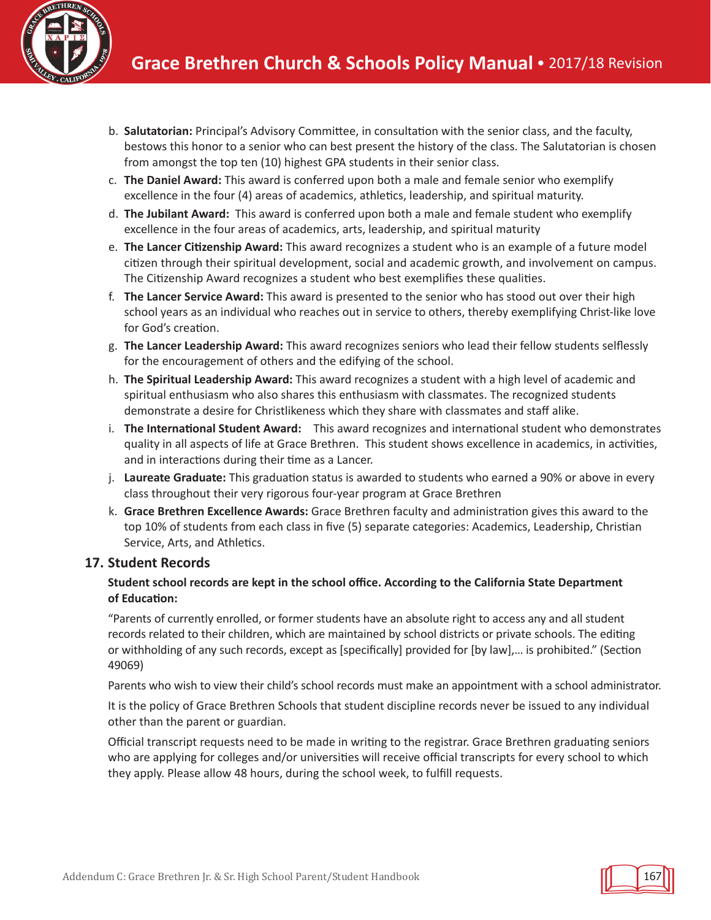b. **Salutatorian:** Principal's Advisory Committee, in consultation with the senior class, and the faculty, bestows this honor to a senior who can best present the history of the class. The Salutatorian is chosen from amongst the top ten (10) highest GPA students in their senior class.

c. **The Daniel Award:** This award is conferred upon both a male and female senior who exemplify excellence in the four (4) areas of academics, athletics, leadership, and spiritual maturity.

d. **The Jubilant Award:** This award is conferred upon both a male and female student who exemplify excellence in the four areas of academics, arts, leadership, and spiritual maturity

e. **The Lancer Citizenship Award:** This award recognizes a student who is an example of a future model citizen through their spiritual development, social and academic growth, and involvement on campus. The Citizenship Award recognizes a student who best exemplifies these qualities.

f. **The Lancer Service Award:** This award is presented to the senior who has stood out over their high school years as an individual who reaches out in service to others, thereby exemplifying Christ-like love for God's creation.

g. **The Lancer Leadership Award:** This award recognizes seniors who lead their fellow students selflessly for the encouragement of others and the edifying of the school.

h. **The Spiritual Leadership Award:** This award recognizes a student with a high level of academic and spiritual enthusiasm who also shares this enthusiasm with classmates. The recognized students demonstrate a desire for Christlikeness which they share with classmates and staff alike.

i. **The International Student Award:** This award recognizes and international student who demonstrates quality in all aspects of life at Grace Brethren. This student shows excellence in academics, in activities, and in interactions during their time as a Lancer.

j. **Laureate Graduate:** This graduation status is awarded to students who earned a 90% or above in every class throughout their very rigorous four-year program at Grace Brethren

k. **Grace Brethren Excellence Awards:** Grace Brethren faculty and administration gives this award to the top 10% of students from each class in five (5) separate categories: Academics, Leadership, Christian Service, Arts, and Athletics.

## 17. Student Records

**Student school records are kept in the school office. According to the California State Department of Education:**

"Parents of currently enrolled, or former students have an absolute right to access any and all student records related to their children, which are maintained by school districts or private schools. The editing or withholding of any such records, except as [specifically] provided for [by law],… is prohibited." (Section 49069)

Parents who wish to view their child's school records must make an appointment with a school administrator.

It is the policy of Grace Brethren Schools that student discipline records never be issued to any individual other than the parent or guardian.

Official transcript requests need to be made in writing to the registrar. Grace Brethren graduating seniors who are applying for colleges and/or universities will receive official transcripts for every school to which they apply. Please allow 48 hours, during the school week, to fulfill requests.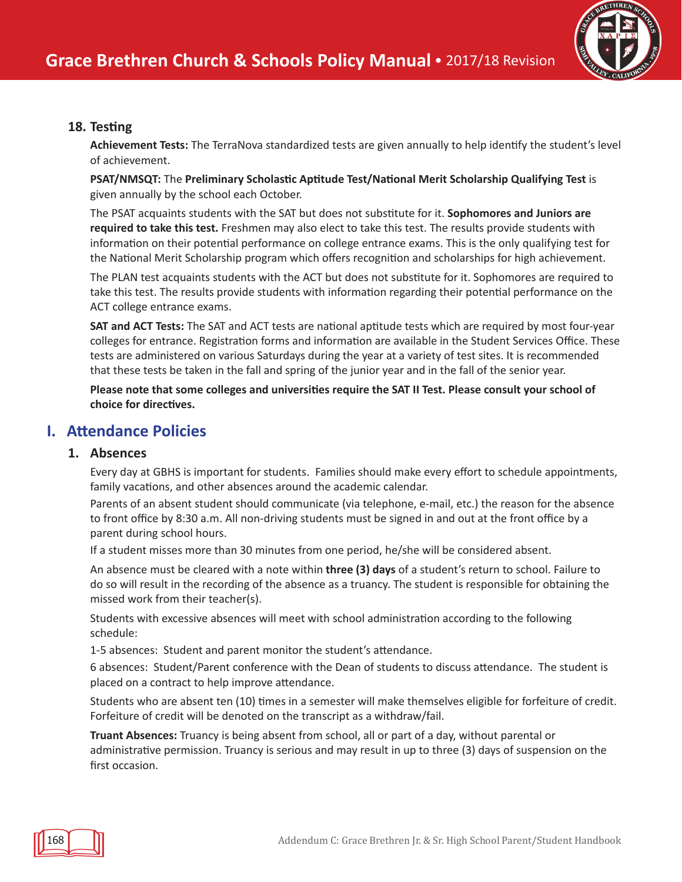### 18. Testing

**Achievement Tests:** The TerraNova standardized tests are given annually to help identify the student's level of achievement.

**PSAT/NMSQT:** The **Preliminary Scholastic Aptitude Test/National Merit Scholarship Qualifying Test** is given annually by the school each October.

The PSAT acquaints students with the SAT but does not substitute for it. **Sophomores and Juniors are required to take this test.** Freshmen may also elect to take this test. The results provide students with information on their potential performance on college entrance exams. This is the only qualifying test for the National Merit Scholarship program which offers recognition and scholarships for high achievement.

The PLAN test acquaints students with the ACT but does not substitute for it. Sophomores are required to take this test. The results provide students with information regarding their potential performance on the ACT college entrance exams.

**SAT and ACT Tests:** The SAT and ACT tests are national aptitude tests which are required by most four-year colleges for entrance. Registration forms and information are available in the Student Services Office. These tests are administered on various Saturdays during the year at a variety of test sites. It is recommended that these tests be taken in the fall and spring of the junior year and in the fall of the senior year.

**Please note that some colleges and universities require the SAT II Test. Please consult your school of choice for directives.**

## I. Attendance Policies

### 1. Absences

Every day at GBHS is important for students. Families should make every effort to schedule appointments, family vacations, and other absences around the academic calendar.

Parents of an absent student should communicate (via telephone, e-mail, etc.) the reason for the absence to front office by 8:30 a.m. All non-driving students must be signed in and out at the front office by a parent during school hours.

If a student misses more than 30 minutes from one period, he/she will be considered absent.

An absence must be cleared with a note within **three (3) days** of a student's return to school. Failure to do so will result in the recording of the absence as a truancy. The student is responsible for obtaining the missed work from their teacher(s).

Students with excessive absences will meet with school administration according to the following schedule:

1-5 absences: Student and parent monitor the student's attendance.

6 absences: Student/Parent conference with the Dean of students to discuss attendance. The student is placed on a contract to help improve attendance.

Students who are absent ten (10) times in a semester will make themselves eligible for forfeiture of credit. Forfeiture of credit will be denoted on the transcript as a withdraw/fail.

**Truant Absences:** Truancy is being absent from school, all or part of a day, without parental or administrative permission. Truancy is serious and may result in up to three (3) days of suspension on the first occasion.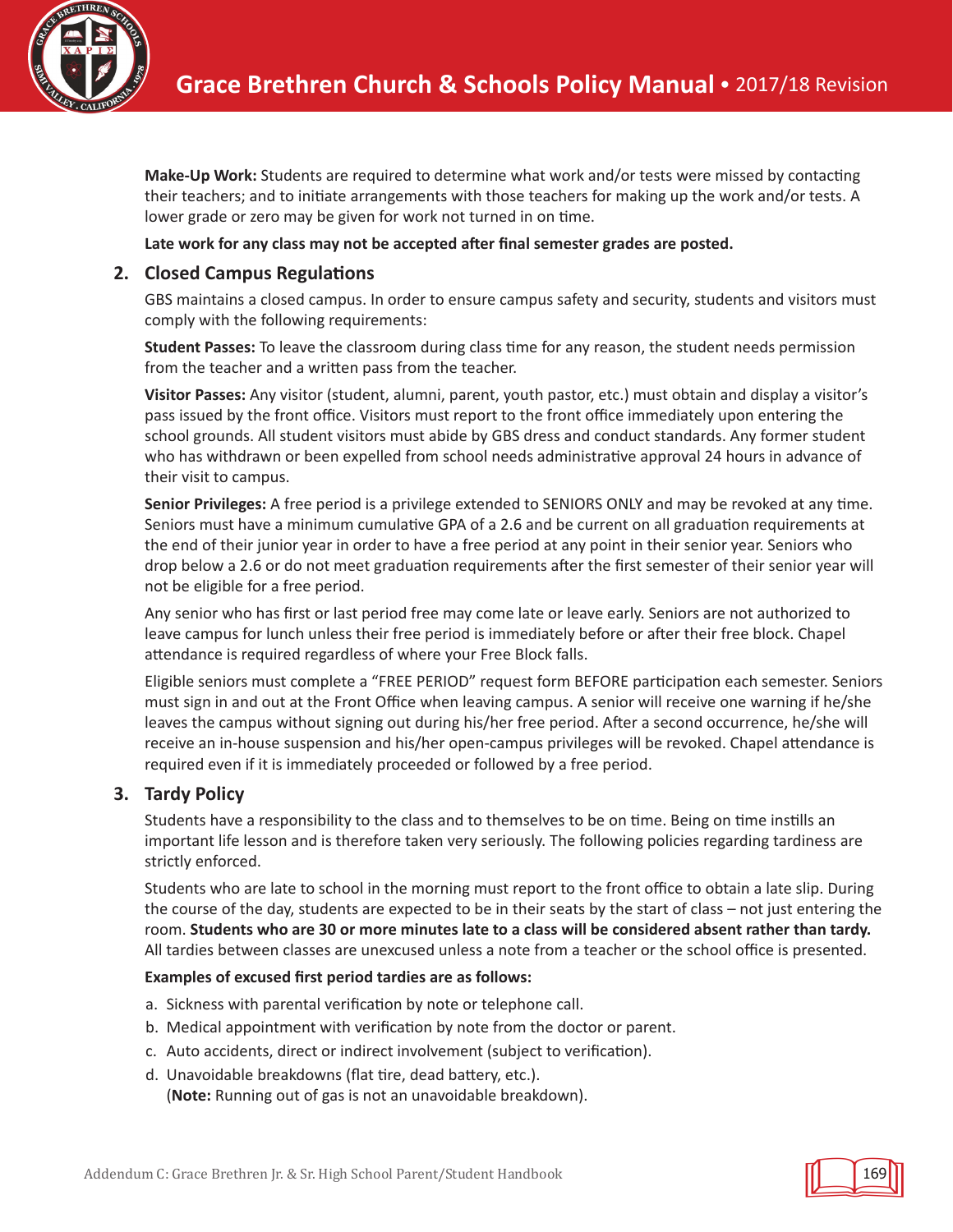**Make-Up Work:** Students are required to determine what work and/or tests were missed by contacting their teachers; and to initiate arrangements with those teachers for making up the work and/or tests. A lower grade or zero may be given for work not turned in on time.

**Late work for any class may not be accepted after final semester grades are posted.**

## 2. Closed Campus Regulations

GBS maintains a closed campus. In order to ensure campus safety and security, students and visitors must comply with the following requirements:

**Student Passes:** To leave the classroom during class time for any reason, the student needs permission from the teacher and a written pass from the teacher.

**Visitor Passes:** Any visitor (student, alumni, parent, youth pastor, etc.) must obtain and display a visitor's pass issued by the front office. Visitors must report to the front office immediately upon entering the school grounds. All student visitors must abide by GBS dress and conduct standards. Any former student who has withdrawn or been expelled from school needs administrative approval 24 hours in advance of their visit to campus.

**Senior Privileges:** A free period is a privilege extended to SENIORS ONLY and may be revoked at any time. Seniors must have a minimum cumulative GPA of a 2.6 and be current on all graduation requirements at the end of their junior year in order to have a free period at any point in their senior year. Seniors who drop below a 2.6 or do not meet graduation requirements after the first semester of their senior year will not be eligible for a free period.

Any senior who has first or last period free may come late or leave early. Seniors are not authorized to leave campus for lunch unless their free period is immediately before or after their free block. Chapel attendance is required regardless of where your Free Block falls.

Eligible seniors must complete a "FREE PERIOD" request form BEFORE participation each semester. Seniors must sign in and out at the Front Office when leaving campus. A senior will receive one warning if he/she leaves the campus without signing out during his/her free period. After a second occurrence, he/she will receive an in-house suspension and his/her open-campus privileges will be revoked. Chapel attendance is required even if it is immediately proceeded or followed by a free period.

## 3. Tardy Policy

Students have a responsibility to the class and to themselves to be on time. Being on time instills an important life lesson and is therefore taken very seriously. The following policies regarding tardiness are strictly enforced.

Students who are late to school in the morning must report to the front office to obtain a late slip. During the course of the day, students are expected to be in their seats by the start of class – not just entering the room. **Students who are 30 or more minutes late to a class will be considered absent rather than tardy.** All tardies between classes are unexcused unless a note from a teacher or the school office is presented.

**Examples of excused first period tardies are as follows:**

a. Sickness with parental verification by note or telephone call.
b. Medical appointment with verification by note from the doctor or parent.
c. Auto accidents, direct or indirect involvement (subject to verification).
d. Unavoidable breakdowns (flat tire, dead battery, etc.).
   (**Note:** Running out of gas is not an unavoidable breakdown).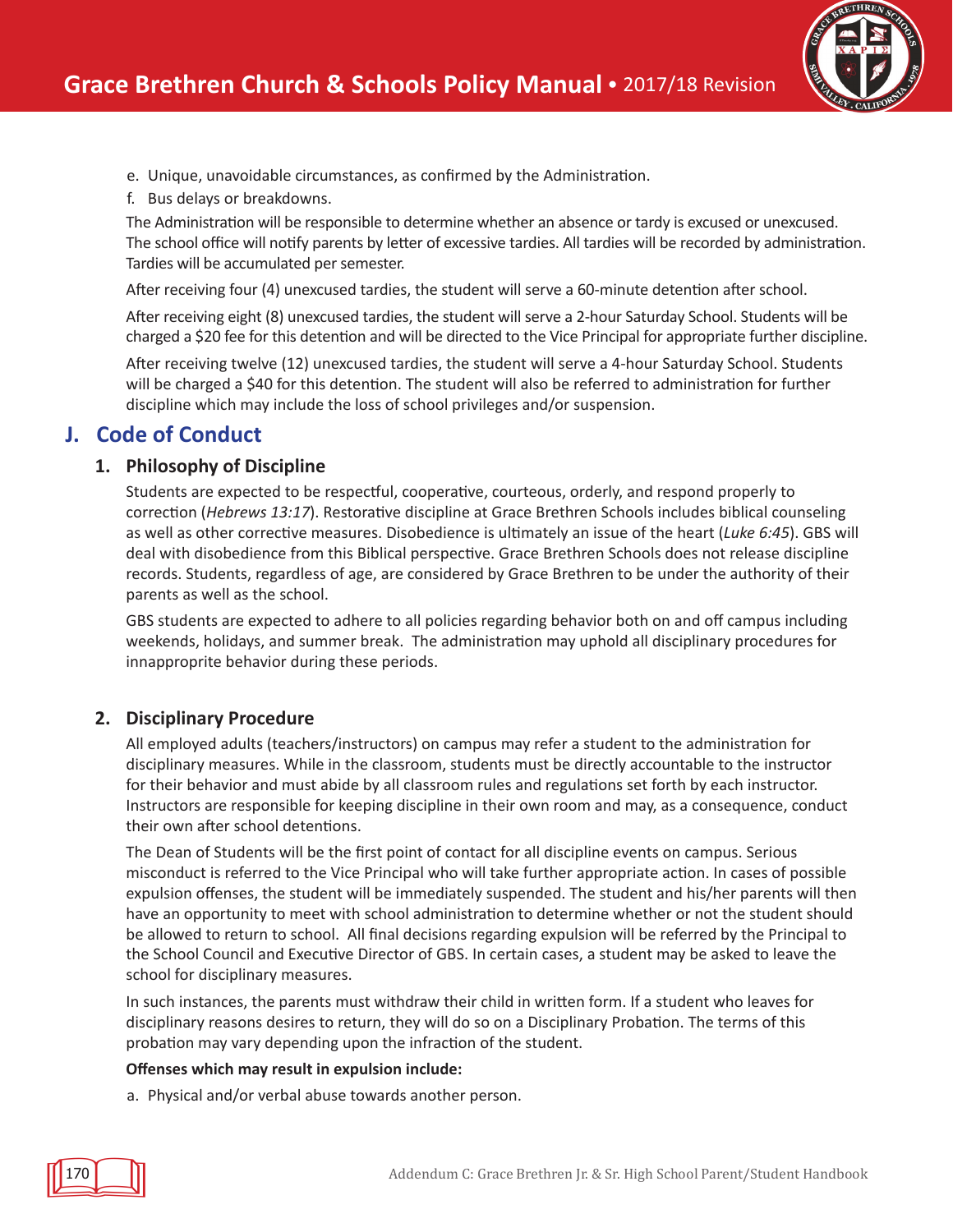e. Unique, unavoidable circumstances, as confirmed by the Administration.

f. Bus delays or breakdowns.

The Administration will be responsible to determine whether an absence or tardy is excused or unexcused. The school office will notify parents by letter of excessive tardies. All tardies will be recorded by administration. Tardies will be accumulated per semester.

After receiving four (4) unexcused tardies, the student will serve a 60-minute detention after school.

After receiving eight (8) unexcused tardies, the student will serve a 2-hour Saturday School. Students will be charged a $20 fee for this detention and will be directed to the Vice Principal for appropriate further discipline.

After receiving twelve (12) unexcused tardies, the student will serve a 4-hour Saturday School. Students will be charged a $40 for this detention. The student will also be referred to administration for further discipline which may include the loss of school privileges and/or suspension.

## J. Code of Conduct

### 1. Philosophy of Discipline

Students are expected to be respectful, cooperative, courteous, orderly, and respond properly to correction (*Hebrews 13:17*). Restorative discipline at Grace Brethren Schools includes biblical counseling as well as other corrective measures. Disobedience is ultimately an issue of the heart (*Luke 6:45*). GBS will deal with disobedience from this Biblical perspective. Grace Brethren Schools does not release discipline records. Students, regardless of age, are considered by Grace Brethren to be under the authority of their parents as well as the school.

GBS students are expected to adhere to all policies regarding behavior both on and off campus including weekends, holidays, and summer break. The administration may uphold all disciplinary procedures for innappropirte behavior during these periods.

### 2. Disciplinary Procedure

All employed adults (teachers/instructors) on campus may refer a student to the administration for disciplinary measures. While in the classroom, students must be directly accountable to the instructor for their behavior and must abide by all classroom rules and regulations set forth by each instructor. Instructors are responsible for keeping discipline in their own room and may, as a consequence, conduct their own after school detentions.

The Dean of Students will be the first point of contact for all discipline events on campus. Serious misconduct is referred to the Vice Principal who will take further appropriate action. In cases of possible expulsion offenses, the student will be immediately suspended. The student and his/her parents will then have an opportunity to meet with school administration to determine whether or not the student should be allowed to return to school. All final decisions regarding expulsion will be referred by the Principal to the School Council and Executive Director of GBS. In certain cases, a student may be asked to leave the school for disciplinary measures.

In such instances, the parents must withdraw their child in written form. If a student who leaves for disciplinary reasons desires to return, they will do so on a Disciplinary Probation. The terms of this probation may vary depending upon the infraction of the student.

**Offenses which may result in expulsion include:**

a. Physical and/or verbal abuse towards another person.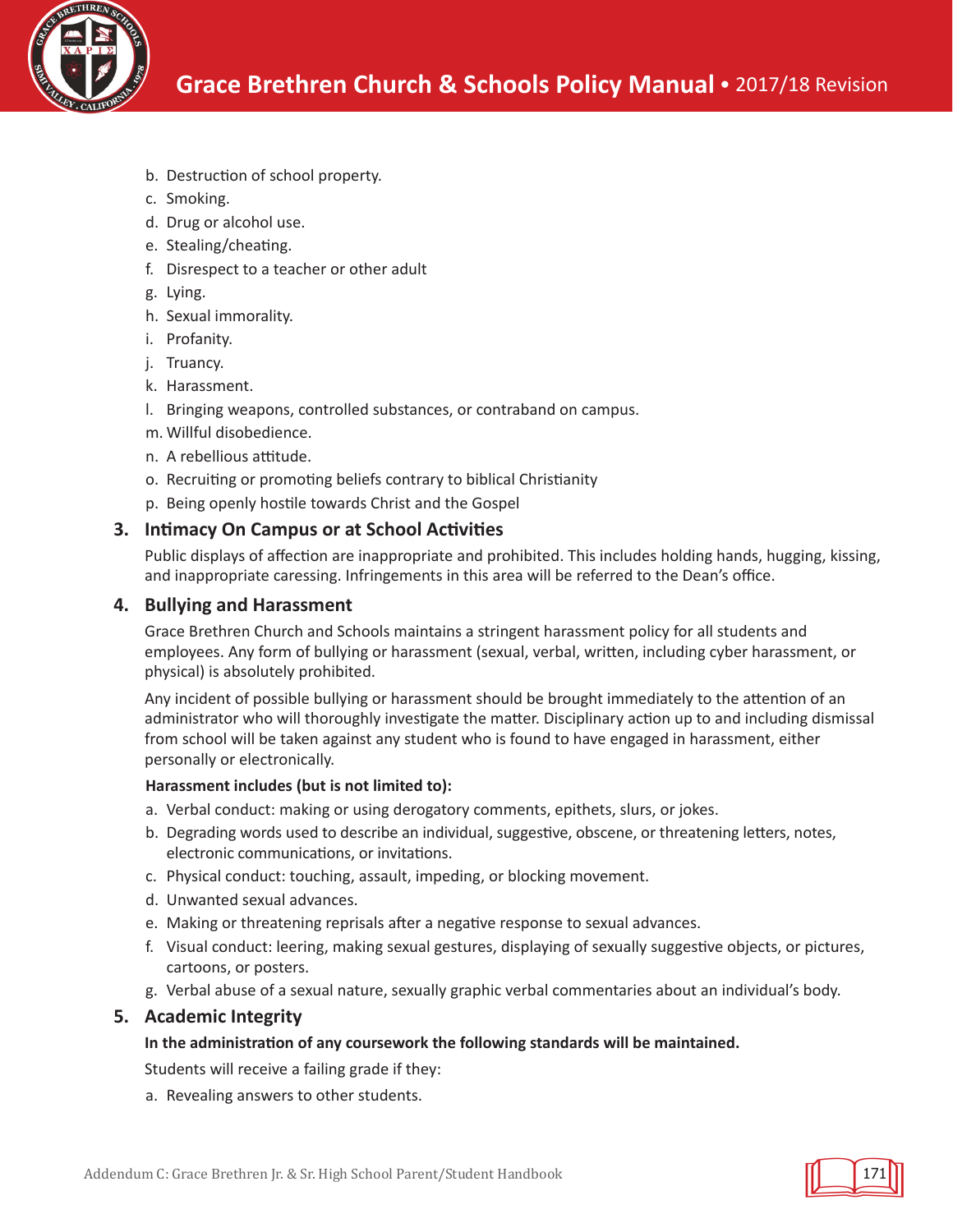b. Destruction of school property.
c. Smoking.
d. Drug or alcohol use.
e. Stealing/cheating.
f. Disrespect to a teacher or other adult
g. Lying.
h. Sexual immorality.
i. Profanity.
j. Truancy.
k. Harassment.
l. Bringing weapons, controlled substances, or contraband on campus.
m. Willful disobedience.
n. A rebellious attitude.
o. Recruiting or promoting beliefs contrary to biblical Christianity
p. Being openly hostile towards Christ and the Gospel

### 3. Intimacy On Campus or at School Activities

Public displays of affection are inappropriate and prohibited. This includes holding hands, hugging, kissing, and inappropriate caressing. Infringements in this area will be referred to the Dean's office.

### 4. Bullying and Harassment

Grace Brethren Church and Schools maintains a stringent harassment policy for all students and employees. Any form of bullying or harassment (sexual, verbal, written, including cyber harassment, or physical) is absolutely prohibited.

Any incident of possible bullying or harassment should be brought immediately to the attention of an administrator who will thoroughly investigate the matter. Disciplinary action up to and including dismissal from school will be taken against any student who is found to have engaged in harassment, either personally or electronically.

**Harassment includes (but is not limited to):**

a. Verbal conduct: making or using derogatory comments, epithets, slurs, or jokes.
b. Degrading words used to describe an individual, suggestive, obscene, or threatening letters, notes, electronic communications, or invitations.
c. Physical conduct: touching, assault, impeding, or blocking movement.
d. Unwanted sexual advances.
e. Making or threatening reprisals after a negative response to sexual advances.
f. Visual conduct: leering, making sexual gestures, displaying of sexually suggestive objects, or pictures, cartoons, or posters.
g. Verbal abuse of a sexual nature, sexually graphic verbal commentaries about an individual's body.

### 5. Academic Integrity

**In the administration of any coursework the following standards will be maintained.**

Students will receive a failing grade if they:

a. Revealing answers to other students.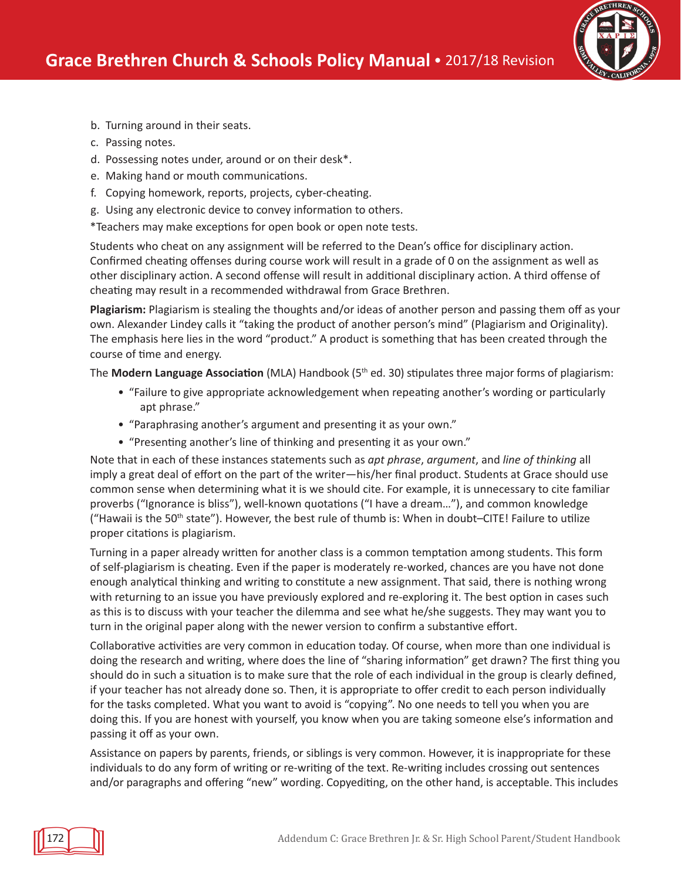b. Turning around in their seats.
c. Passing notes.
d. Possessing notes under, around or on their desk*.
e. Making hand or mouth communications.
f. Copying homework, reports, projects, cyber-cheating.
g. Using any electronic device to convey information to others.

*Teachers may make exceptions for open book or open note tests.

Students who cheat on any assignment will be referred to the Dean's office for disciplinary action. Confirmed cheating offenses during course work will result in a grade of 0 on the assignment as well as other disciplinary action. A second offense will result in additional disciplinary action. A third offense of cheating may result in a recommended withdrawal from Grace Brethren.

**Plagiarism:** Plagiarism is stealing the thoughts and/or ideas of another person and passing them off as your own. Alexander Lindey calls it "taking the product of another person's mind" (Plagiarism and Originality). The emphasis here lies in the word "product." A product is something that has been created through the course of time and energy.

The **Modern Language Association** (MLA) Handbook (5th ed. 30) stipulates three major forms of plagiarism:

- "Failure to give appropriate acknowledgement when repeating another's wording or particularly apt phrase."
- "Paraphrasing another's argument and presenting it as your own."
- "Presenting another's line of thinking and presenting it as your own."

Note that in each of these instances statements such as *apt phrase*, *argument*, and *line of thinking* all imply a great deal of effort on the part of the writer—his/her final product. Students at Grace should use common sense when determining what it is we should cite. For example, it is unnecessary to cite familiar proverbs ("Ignorance is bliss"), well-known quotations ("I have a dream…"), and common knowledge ("Hawaii is the 50th state"). However, the best rule of thumb is: When in doubt–CITE! Failure to utilize proper citations is plagiarism.

Turning in a paper already written for another class is a common temptation among students. This form of self-plagiarism is cheating. Even if the paper is moderately re-worked, chances are you have not done enough analytical thinking and writing to constitute a new assignment. That said, there is nothing wrong with returning to an issue you have previously explored and re-exploring it. The best option in cases such as this is to discuss with your teacher the dilemma and see what he/she suggests. They may want you to turn in the original paper along with the newer version to confirm a substantive effort.

Collaborative activities are very common in education today. Of course, when more than one individual is doing the research and writing, where does the line of "sharing information" get drawn? The first thing you should do in such a situation is to make sure that the role of each individual in the group is clearly defined, if your teacher has not already done so. Then, it is appropriate to offer credit to each person individually for the tasks completed. What you want to avoid is "copying". No one needs to tell you when you are doing this. If you are honest with yourself, you know when you are taking someone else's information and passing it off as your own.

Assistance on papers by parents, friends, or siblings is very common. However, it is inappropriate for these individuals to do any form of writing or re-writing of the text. Re-writing includes crossing out sentences and/or paragraphs and offering "new" wording. Copyediting, on the other hand, is acceptable. This includes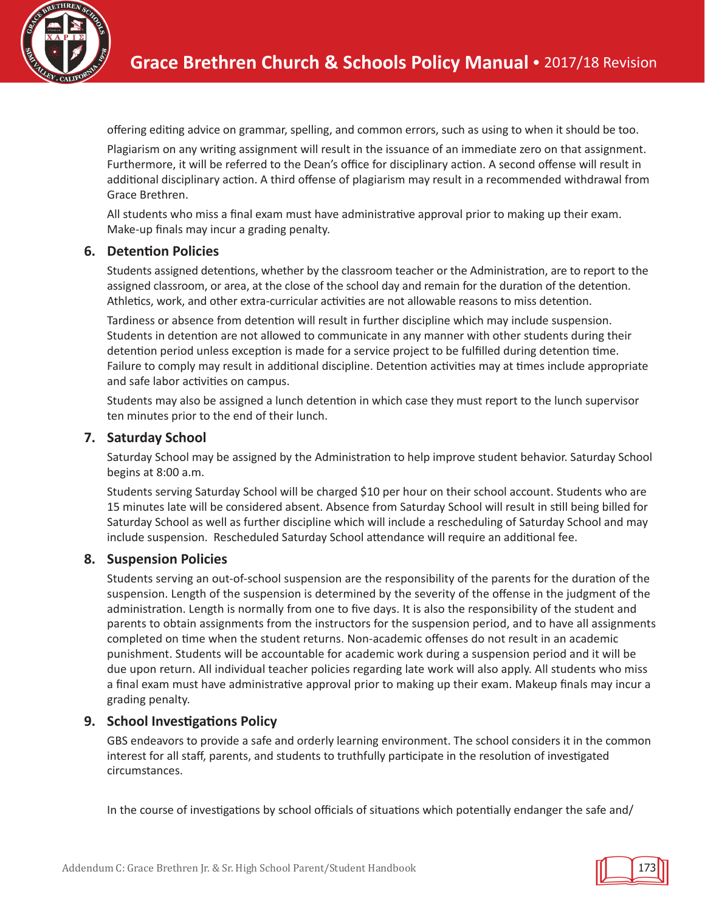offering editing advice on grammar, spelling, and common errors, such as using to when it should be too.

Plagiarism on any writing assignment will result in the issuance of an immediate zero on that assignment. Furthermore, it will be referred to the Dean's office for disciplinary action. A second offense will result in additional disciplinary action. A third offense of plagiarism may result in a recommended withdrawal from Grace Brethren.

All students who miss a final exam must have administrative approval prior to making up their exam. Make-up finals may incur a grading penalty.

## 6. Detention Policies

Students assigned detentions, whether by the classroom teacher or the Administration, are to report to the assigned classroom, or area, at the close of the school day and remain for the duration of the detention. Athletics, work, and other extra-curricular activities are not allowable reasons to miss detention.

Tardiness or absence from detention will result in further discipline which may include suspension. Students in detention are not allowed to communicate in any manner with other students during their detention period unless exception is made for a service project to be fulfilled during detention time. Failure to comply may result in additional discipline. Detention activities may at times include appropriate and safe labor activities on campus.

Students may also be assigned a lunch detention in which case they must report to the lunch supervisor ten minutes prior to the end of their lunch.

## 7. Saturday School

Saturday School may be assigned by the Administration to help improve student behavior. Saturday School begins at 8:00 a.m.

Students serving Saturday School will be charged $10 per hour on their school account. Students who are 15 minutes late will be considered absent. Absence from Saturday School will result in still being billed for Saturday School as well as further discipline which will include a rescheduling of Saturday School and may include suspension. Rescheduled Saturday School attendance will require an additional fee.

## 8. Suspension Policies

Students serving an out-of-school suspension are the responsibility of the parents for the duration of the suspension. Length of the suspension is determined by the severity of the offense in the judgment of the administration. Length is normally from one to five days. It is also the responsibility of the student and parents to obtain assignments from the instructors for the suspension period, and to have all assignments completed on time when the student returns. Non-academic offenses do not result in an academic punishment. Students will be accountable for academic work during a suspension period and it will be due upon return. All individual teacher policies regarding late work will also apply. All students who miss a final exam must have administrative approval prior to making up their exam. Makeup finals may incur a grading penalty.

## 9. School Investigations Policy

GBS endeavors to provide a safe and orderly learning environment. The school considers it in the common interest for all staff, parents, and students to truthfully participate in the resolution of investigated circumstances.

In the course of investigations by school officials of situations which potentially endanger the safe and/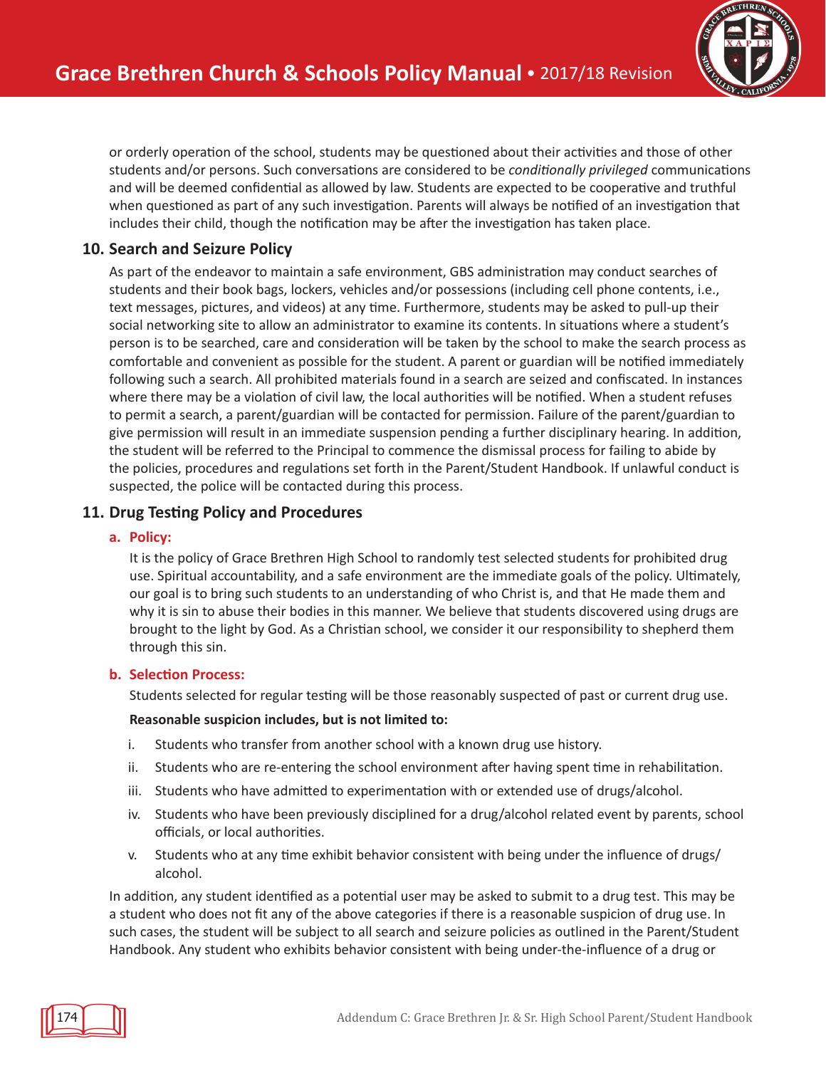or orderly operation of the school, students may be questioned about their activities and those of other students and/or persons. Such conversations are considered to be *conditionally privileged* communications and will be deemed confidential as allowed by law. Students are expected to be cooperative and truthful when questioned as part of any such investigation. Parents will always be notified of an investigation that includes their child, though the notification may be after the investigation has taken place.

### 10. Search and Seizure Policy

As part of the endeavor to maintain a safe environment, GBS administration may conduct searches of students and their book bags, lockers, vehicles and/or possessions (including cell phone contents, i.e., text messages, pictures, and videos) at any time. Furthermore, students may be asked to pull-up their social networking site to allow an administrator to examine its contents. In situations where a student's person is to be searched, care and consideration will be taken by the school to make the search process as comfortable and convenient as possible for the student. A parent or guardian will be notified immediately following such a search. All prohibited materials found in a search are seized and confiscated. In instances where there may be a violation of civil law, the local authorities will be notified. When a student refuses to permit a search, a parent/guardian will be contacted for permission. Failure of the parent/guardian to give permission will result in an immediate suspension pending a further disciplinary hearing. In addition, the student will be referred to the Principal to commence the dismissal process for failing to abide by the policies, procedures and regulations set forth in the Parent/Student Handbook. If unlawful conduct is suspected, the police will be contacted during this process.

### 11. Drug Testing Policy and Procedures

#### a. Policy:

It is the policy of Grace Brethren High School to randomly test selected students for prohibited drug use. Spiritual accountability, and a safe environment are the immediate goals of the policy. Ultimately, our goal is to bring such students to an understanding of who Christ is, and that He made them and why it is sin to abuse their bodies in this manner. We believe that students discovered using drugs are brought to the light by God. As a Christian school, we consider it our responsibility to shepherd them through this sin.

#### b. Selection Process:

Students selected for regular testing will be those reasonably suspected of past or current drug use.

**Reasonable suspicion includes, but is not limited to:**

- i. Students who transfer from another school with a known drug use history.
- ii. Students who are re-entering the school environment after having spent time in rehabilitation.
- iii. Students who have admitted to experimentation with or extended use of drugs/alcohol.
- iv. Students who have been previously disciplined for a drug/alcohol related event by parents, school officials, or local authorities.
- v. Students who at any time exhibit behavior consistent with being under the influence of drugs/alcohol.

In addition, any student identified as a potential user may be asked to submit to a drug test. This may be a student who does not fit any of the above categories if there is a reasonable suspicion of drug use. In such cases, the student will be subject to all search and seizure policies as outlined in the Parent/Student Handbook. Any student who exhibits behavior consistent with being under-the-influence of a drug or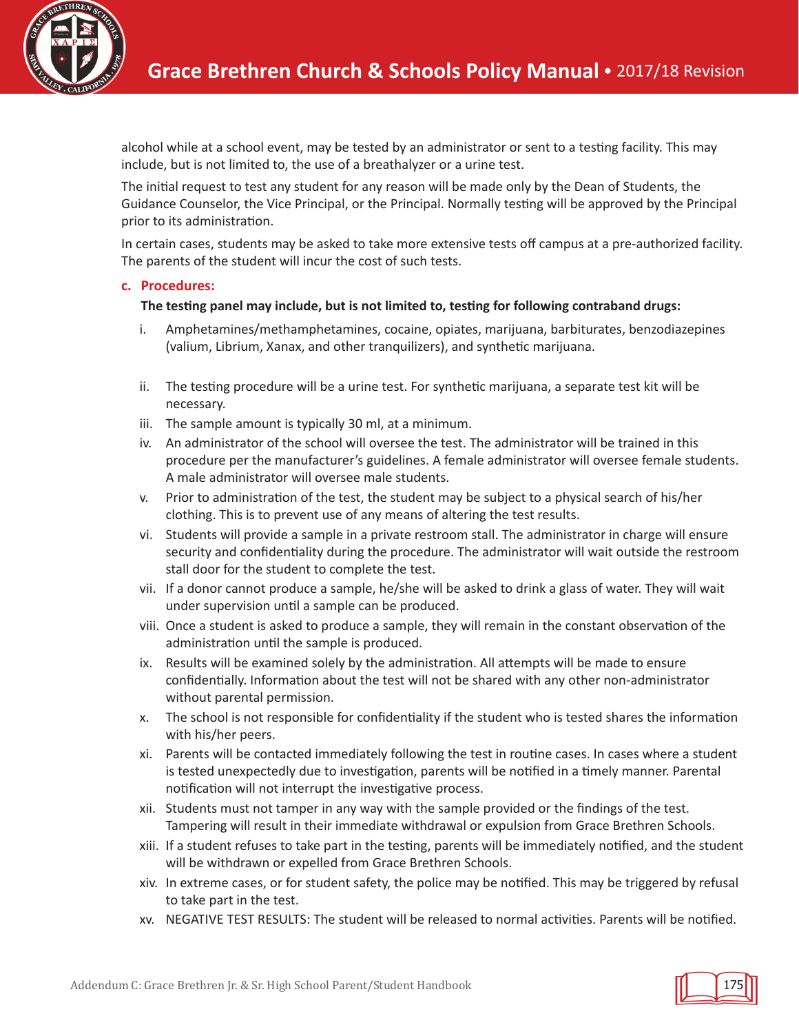alcohol while at a school event, may be tested by an administrator or sent to a testing facility. This may include, but is not limited to, the use of a breathalyzer or a urine test.

The initial request to test any student for any reason will be made only by the Dean of Students, the Guidance Counselor, the Vice Principal, or the Principal. Normally testing will be approved by the Principal prior to its administration.

In certain cases, students may be asked to take more extensive tests off campus at a pre-authorized facility. The parents of the student will incur the cost of such tests.

### c. Procedures:

**The testing panel may include, but is not limited to, testing for following contraband drugs:**

i. Amphetamines/methamphetamines, cocaine, opiates, marijuana, barbiturates, benzodiazepines (valium, Librium, Xanax, and other tranquilizers), and synthetic marijuana.

ii. The testing procedure will be a urine test. For synthetic marijuana, a separate test kit will be necessary.

iii. The sample amount is typically 30 ml, at a minimum.

iv. An administrator of the school will oversee the test. The administrator will be trained in this procedure per the manufacturer's guidelines. A female administrator will oversee female students. A male administrator will oversee male students.

v. Prior to administration of the test, the student may be subject to a physical search of his/her clothing. This is to prevent use of any means of altering the test results.

vi. Students will provide a sample in a private restroom stall. The administrator in charge will ensure security and confidentiality during the procedure. The administrator will wait outside the restroom stall door for the student to complete the test.

vii. If a donor cannot produce a sample, he/she will be asked to drink a glass of water. They will wait under supervision until a sample can be produced.

viii. Once a student is asked to produce a sample, they will remain in the constant observation of the administration until the sample is produced.

ix. Results will be examined solely by the administration. All attempts will be made to ensure confidentially. Information about the test will not be shared with any other non-administrator without parental permission.

x. The school is not responsible for confidentiality if the student who is tested shares the information with his/her peers.

xi. Parents will be contacted immediately following the test in routine cases. In cases where a student is tested unexpectedly due to investigation, parents will be notified in a timely manner. Parental notification will not interrupt the investigative process.

xii. Students must not tamper in any way with the sample provided or the findings of the test. Tampering will result in their immediate withdrawal or expulsion from Grace Brethren Schools.

xiii. If a student refuses to take part in the testing, parents will be immediately notified, and the student will be withdrawn or expelled from Grace Brethren Schools.

xiv. In extreme cases, or for student safety, the police may be notified. This may be triggered by refusal to take part in the test.

xv. NEGATIVE TEST RESULTS: The student will be released to normal activities. Parents will be notified.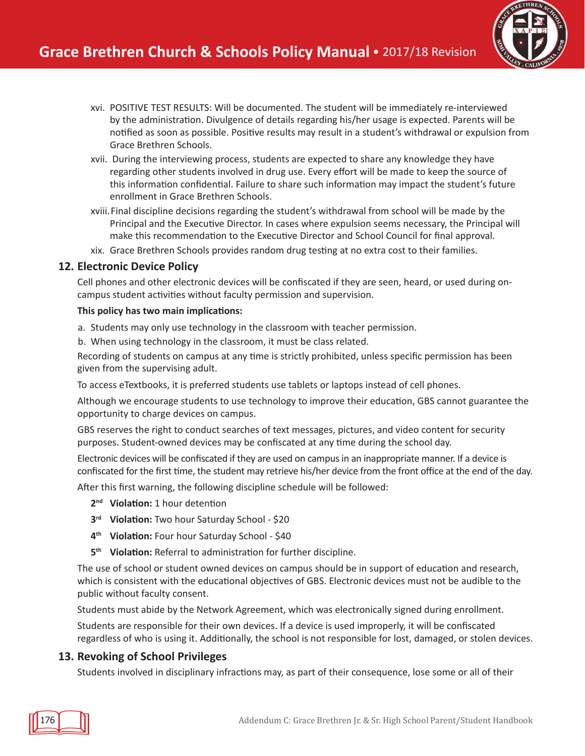xvi. POSITIVE TEST RESULTS: Will be documented. The student will be immediately re-interviewed by the administration. Divulgence of details regarding his/her usage is expected. Parents will be notified as soon as possible. Positive results may result in a student's withdrawal or expulsion from Grace Brethren Schools.

xvii. During the interviewing process, students are expected to share any knowledge they have regarding other students involved in drug use. Every effort will be made to keep the source of this information confidential. Failure to share such information may impact the student's future enrollment in Grace Brethren Schools.

xviii. Final discipline decisions regarding the student's withdrawal from school will be made by the Principal and the Executive Director. In cases where expulsion seems necessary, the Principal will make this recommendation to the Executive Director and School Council for final approval.

xix. Grace Brethren Schools provides random drug testing at no extra cost to their families.

### 12. Electronic Device Policy

Cell phones and other electronic devices will be confiscated if they are seen, heard, or used during on-campus student activities without faculty permission and supervision.

**This policy has two main implications:**

a. Students may only use technology in the classroom with teacher permission.
b. When using technology in the classroom, it must be class related.

Recording of students on campus at any time is strictly prohibited, unless specific permission has been given from the supervising adult.

To access eTextbooks, it is preferred students use tablets or laptops instead of cell phones.

Although we encourage students to use technology to improve their education, GBS cannot guarantee the opportunity to charge devices on campus.

GBS reserves the right to conduct searches of text messages, pictures, and video content for security purposes. Student-owned devices may be confiscated at any time during the school day.

Electronic devices will be confiscated if they are used on campus in an inappropriate manner. If a device is confiscated for the first time, the student may retrieve his/her device from the front office at the end of the day.

After this first warning, the following discipline schedule will be followed:

- 2nd **Violation:** 1 hour detention
- 3rd **Violation:** Two hour Saturday School - $20
- 4th **Violation:** Four hour Saturday School - $40
- 5th **Violation:** Referral to administration for further discipline.

The use of school or student owned devices on campus should be in support of education and research, which is consistent with the educational objectives of GBS. Electronic devices must not be audible to the public without faculty consent.

Students must abide by the Network Agreement, which was electronically signed during enrollment.

Students are responsible for their own devices. If a device is used improperly, it will be confiscated regardless of who is using it. Additionally, the school is not responsible for lost, damaged, or stolen devices.

### 13. Revoking of School Privileges

Students involved in disciplinary infractions may, as part of their consequence, lose some or all of their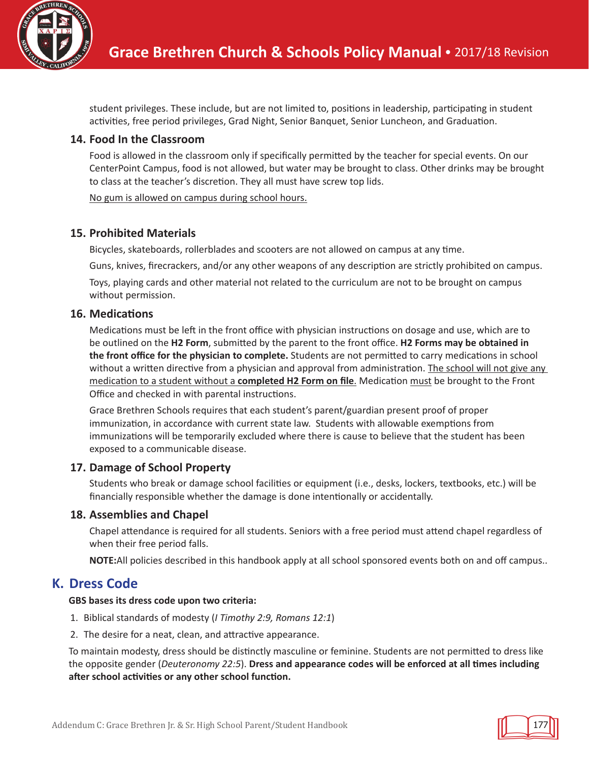student privileges. These include, but are not limited to, positions in leadership, participating in student activities, free period privileges, Grad Night, Senior Banquet, Senior Luncheon, and Graduation.

### 14. Food In the Classroom

Food is allowed in the classroom only if specifically permitted by the teacher for special events. On our CenterPoint Campus, food is not allowed, but water may be brought to class. Other drinks may be brought to class at the teacher's discretion. They all must have screw top lids.

No gum is allowed on campus during school hours.

### 15. Prohibited Materials

Bicycles, skateboards, rollerblades and scooters are not allowed on campus at any time.

Guns, knives, firecrackers, and/or any other weapons of any description are strictly prohibited on campus.

Toys, playing cards and other material not related to the curriculum are not to be brought on campus without permission.

### 16. Medications

Medications must be left in the front office with physician instructions on dosage and use, which are to be outlined on the **H2 Form**, submitted by the parent to the front office. **H2 Forms may be obtained in the front office for the physician to complete.** Students are not permitted to carry medications in school without a written directive from a physician and approval from administration. The school will not give any medication to a student without a **completed H2 Form on file**. Medication must be brought to the Front Office and checked in with parental instructions.

Grace Brethren Schools requires that each student's parent/guardian present proof of proper immunization, in accordance with current state law. Students with allowable exemptions from immunizations will be temporarily excluded where there is cause to believe that the student has been exposed to a communicable disease.

### 17. Damage of School Property

Students who break or damage school facilities or equipment (i.e., desks, lockers, textbooks, etc.) will be financially responsible whether the damage is done intentionally or accidentally.

### 18. Assemblies and Chapel

Chapel attendance is required for all students. Seniors with a free period must attend chapel regardless of when their free period falls.

**NOTE:**All policies described in this handbook apply at all school sponsored events both on and off campus..

## K. Dress Code

**GBS bases its dress code upon two criteria:**

1. Biblical standards of modesty (*I Timothy 2:9, Romans 12:1*)
2. The desire for a neat, clean, and attractive appearance.

To maintain modesty, dress should be distinctly masculine or feminine. Students are not permitted to dress like the opposite gender (*Deuteronomy 22:5*). **Dress and appearance codes will be enforced at all times including after school activities or any other school function.**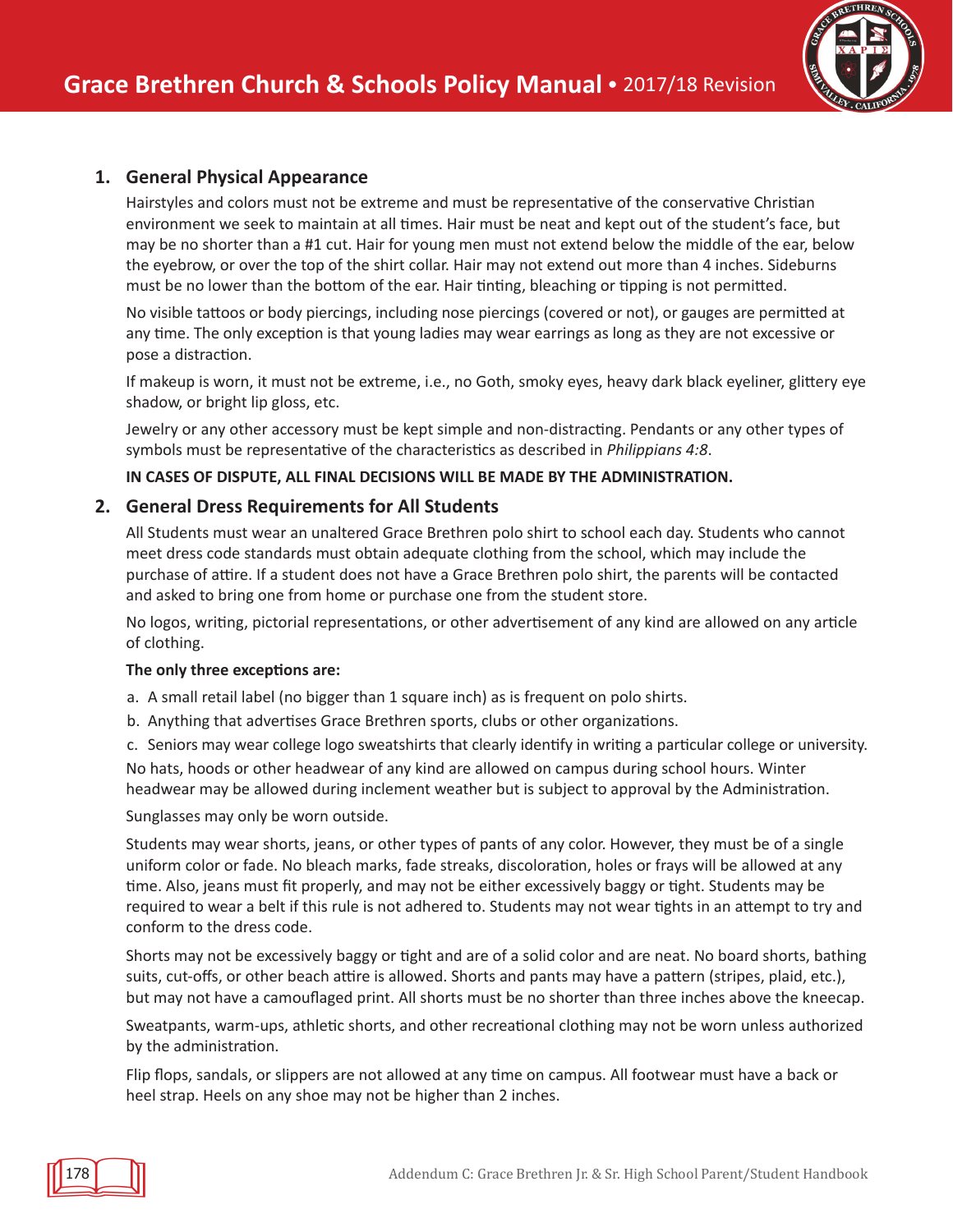## 1. General Physical Appearance

Hairstyles and colors must not be extreme and must be representative of the conservative Christian environment we seek to maintain at all times. Hair must be neat and kept out of the student's face, but may be no shorter than a #1 cut. Hair for young men must not extend below the middle of the ear, below the eyebrow, or over the top of the shirt collar. Hair may not extend out more than 4 inches. Sideburns must be no lower than the bottom of the ear. Hair tinting, bleaching or tipping is not permitted.

No visible tattoos or body piercings, including nose piercings (covered or not), or gauges are permitted at any time. The only exception is that young ladies may wear earrings as long as they are not excessive or pose a distraction.

If makeup is worn, it must not be extreme, i.e., no Goth, smoky eyes, heavy dark black eyeliner, glittery eye shadow, or bright lip gloss, etc.

Jewelry or any other accessory must be kept simple and non-distracting. Pendants or any other types of symbols must be representative of the characteristics as described in *Philippians 4:8*.

**IN CASES OF DISPUTE, ALL FINAL DECISIONS WILL BE MADE BY THE ADMINISTRATION.**

## 2. General Dress Requirements for All Students

All Students must wear an unaltered Grace Brethren polo shirt to school each day. Students who cannot meet dress code standards must obtain adequate clothing from the school, which may include the purchase of attire. If a student does not have a Grace Brethren polo shirt, the parents will be contacted and asked to bring one from home or purchase one from the student store.

No logos, writing, pictorial representations, or other advertisement of any kind are allowed on any article of clothing.

**The only three exceptions are:**

a. A small retail label (no bigger than 1 square inch) as is frequent on polo shirts.
b. Anything that advertises Grace Brethren sports, clubs or other organizations.
c. Seniors may wear college logo sweatshirts that clearly identify in writing a particular college or university.

No hats, hoods or other headwear of any kind are allowed on campus during school hours. Winter headwear may be allowed during inclement weather but is subject to approval by the Administration.

Sunglasses may only be worn outside.

Students may wear shorts, jeans, or other types of pants of any color. However, they must be of a single uniform color or fade. No bleach marks, fade streaks, discoloration, holes or frays will be allowed at any time. Also, jeans must fit properly, and may not be either excessively baggy or tight. Students may be required to wear a belt if this rule is not adhered to. Students may not wear tights in an attempt to try and conform to the dress code.

Shorts may not be excessively baggy or tight and are of a solid color and are neat. No board shorts, bathing suits, cut-offs, or other beach attire is allowed. Shorts and pants may have a pattern (stripes, plaid, etc.), but may not have a camouflaged print. All shorts must be no shorter than three inches above the kneecap.

Sweatpants, warm-ups, athletic shorts, and other recreational clothing may not be worn unless authorized by the administration.

Flip flops, sandals, or slippers are not allowed at any time on campus. All footwear must have a back or heel strap. Heels on any shoe may not be higher than 2 inches.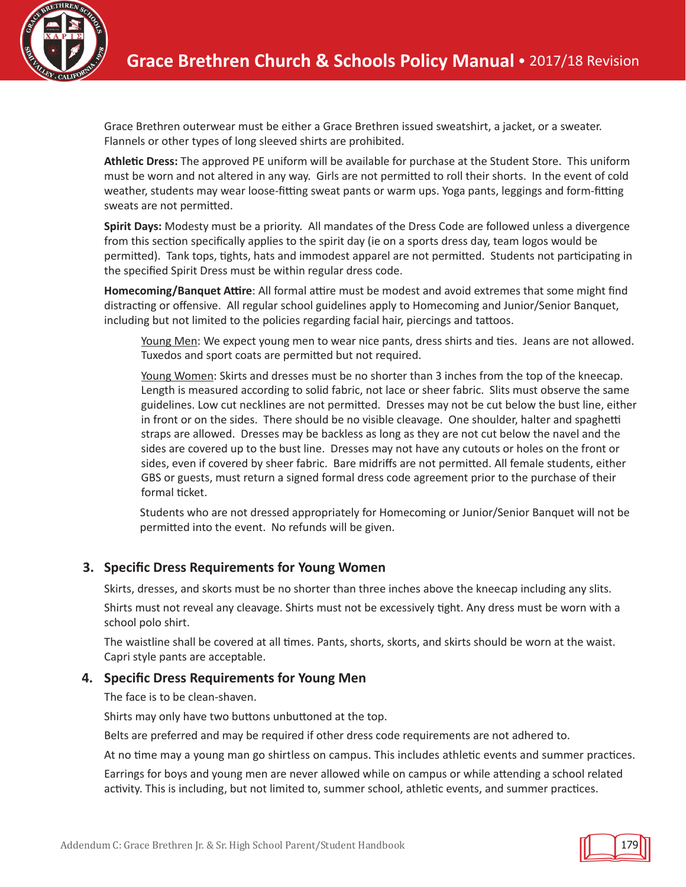Grace Brethren outerwear must be either a Grace Brethren issued sweatshirt, a jacket, or a sweater. Flannels or other types of long sleeved shirts are prohibited.

**Athletic Dress:** The approved PE uniform will be available for purchase at the Student Store. This uniform must be worn and not altered in any way. Girls are not permitted to roll their shorts. In the event of cold weather, students may wear loose-fitting sweat pants or warm ups. Yoga pants, leggings and form-fitting sweats are not permitted.

**Spirit Days:** Modesty must be a priority. All mandates of the Dress Code are followed unless a divergence from this section specifically applies to the spirit day (ie on a sports dress day, team logos would be permitted). Tank tops, tights, hats and immodest apparel are not permitted. Students not participating in the specified Spirit Dress must be within regular dress code.

**Homecoming/Banquet Attire**: All formal attire must be modest and avoid extremes that some might find distracting or offensive. All regular school guidelines apply to Homecoming and Junior/Senior Banquet, including but not limited to the policies regarding facial hair, piercings and tattoos.

> Young Men: We expect young men to wear nice pants, dress shirts and ties. Jeans are not allowed. Tuxedos and sport coats are permitted but not required.
>
> Young Women: Skirts and dresses must be no shorter than 3 inches from the top of the kneecap. Length is measured according to solid fabric, not lace or sheer fabric. Slits must observe the same guidelines. Low cut necklines are not permitted. Dresses may not be cut below the bust line, either in front or on the sides. There should be no visible cleavage. One shoulder, halter and spaghetti straps are allowed. Dresses may be backless as long as they are not cut below the navel and the sides are covered up to the bust line. Dresses may not have any cutouts or holes on the front or sides, even if covered by sheer fabric. Bare midriffs are not permitted. All female students, either GBS or guests, must return a signed formal dress code agreement prior to the purchase of their formal ticket.
>
> Students who are not dressed appropriately for Homecoming or Junior/Senior Banquet will not be permitted into the event. No refunds will be given.

### 3. Specific Dress Requirements for Young Women

Skirts, dresses, and skorts must be no shorter than three inches above the kneecap including any slits.

Shirts must not reveal any cleavage. Shirts must not be excessively tight. Any dress must be worn with a school polo shirt.

The waistline shall be covered at all times. Pants, shorts, skorts, and skirts should be worn at the waist. Capri style pants are acceptable.

### 4. Specific Dress Requirements for Young Men

The face is to be clean-shaven.

Shirts may only have two buttons unbuttoned at the top.

Belts are preferred and may be required if other dress code requirements are not adhered to.

At no time may a young man go shirtless on campus. This includes athletic events and summer practices.

Earrings for boys and young men are never allowed while on campus or while attending a school related activity. This is including, but not limited to, summer school, athletic events, and summer practices.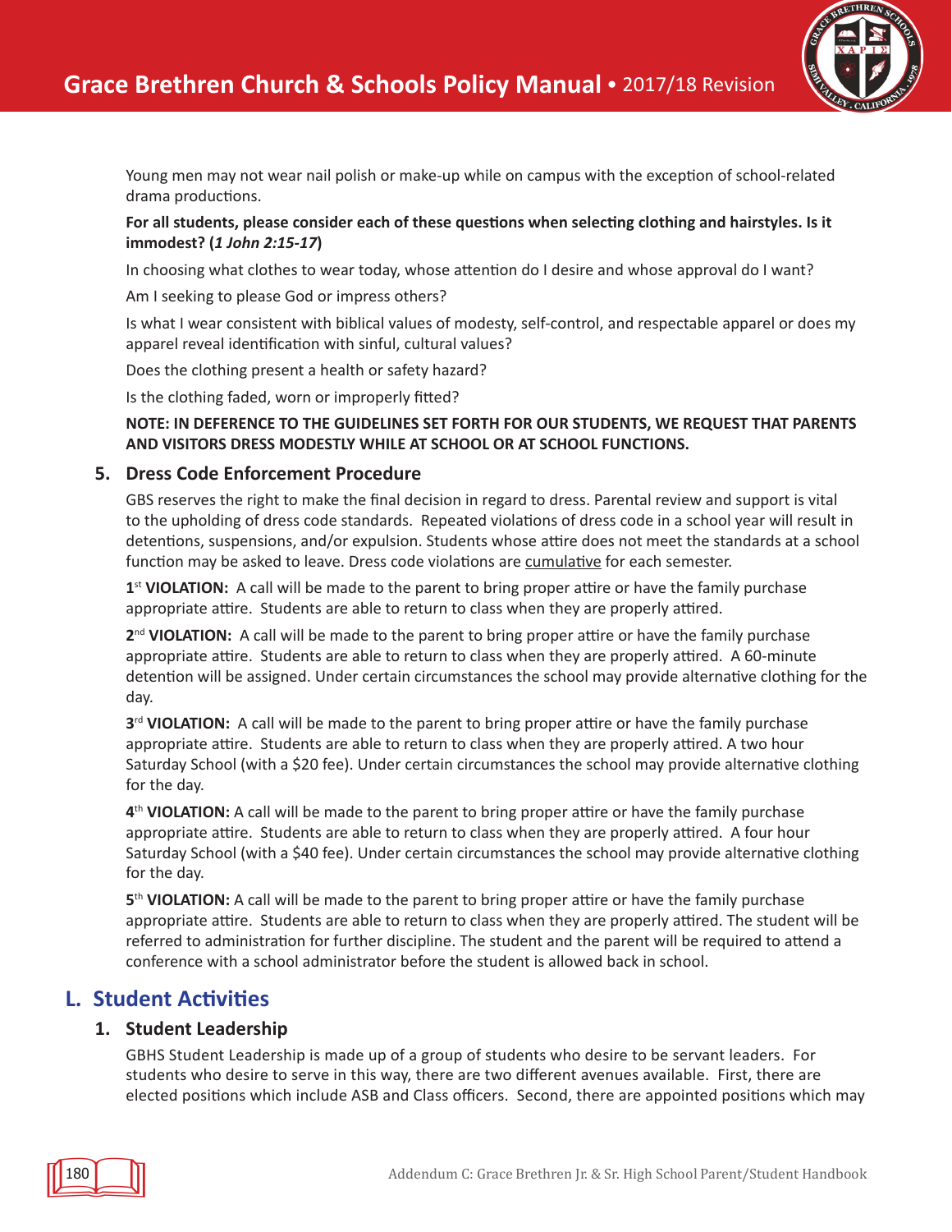Young men may not wear nail polish or make-up while on campus with the exception of school-related drama productions.

**For all students, please consider each of these questions when selecting clothing and hairstyles. Is it immodest? (*1 John 2:15-17*)**

In choosing what clothes to wear today, whose attention do I desire and whose approval do I want?

Am I seeking to please God or impress others?

Is what I wear consistent with biblical values of modesty, self-control, and respectable apparel or does my apparel reveal identification with sinful, cultural values?

Does the clothing present a health or safety hazard?

Is the clothing faded, worn or improperly fitted?

**NOTE: IN DEFERENCE TO THE GUIDELINES SET FORTH FOR OUR STUDENTS, WE REQUEST THAT PARENTS AND VISITORS DRESS MODESTLY WHILE AT SCHOOL OR AT SCHOOL FUNCTIONS.**

### 5. Dress Code Enforcement Procedure

GBS reserves the right to make the final decision in regard to dress. Parental review and support is vital to the upholding of dress code standards. Repeated violations of dress code in a school year will result in detentions, suspensions, and/or expulsion. Students whose attire does not meet the standards at a school function may be asked to leave. Dress code violations are <u>cumulative</u> for each semester.

**1st VIOLATION:** A call will be made to the parent to bring proper attire or have the family purchase appropriate attire. Students are able to return to class when they are properly attired.

**2nd VIOLATION:** A call will be made to the parent to bring proper attire or have the family purchase appropriate attire. Students are able to return to class when they are properly attired. A 60-minute detention will be assigned. Under certain circumstances the school may provide alternative clothing for the day.

**3rd VIOLATION:** A call will be made to the parent to bring proper attire or have the family purchase appropriate attire. Students are able to return to class when they are properly attired. A two hour Saturday School (with a $20 fee). Under certain circumstances the school may provide alternative clothing for the day.

**4th VIOLATION:** A call will be made to the parent to bring proper attire or have the family purchase appropriate attire. Students are able to return to class when they are properly attired. A four hour Saturday School (with a $40 fee). Under certain circumstances the school may provide alternative clothing for the day.

**5th VIOLATION:** A call will be made to the parent to bring proper attire or have the family purchase appropriate attire. Students are able to return to class when they are properly attired. The student will be referred to administration for further discipline. The student and the parent will be required to attend a conference with a school administrator before the student is allowed back in school.

## L. Student Activities

### 1. Student Leadership

GBHS Student Leadership is made up of a group of students who desire to be servant leaders. For students who desire to serve in this way, there are two different avenues available. First, there are elected positions which include ASB and Class officers. Second, there are appointed positions which may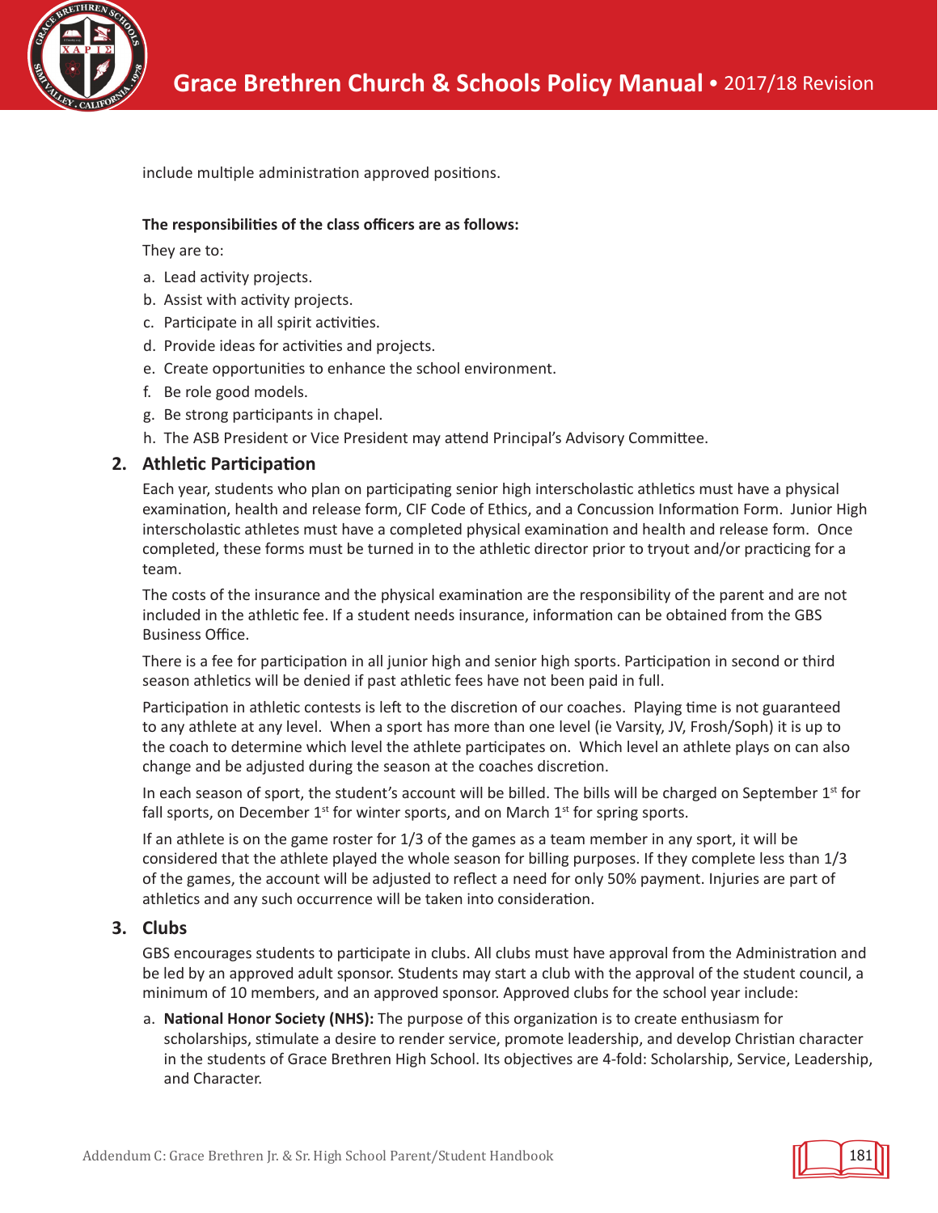include multiple administration approved positions.

**The responsibilities of the class officers are as follows:**

They are to:

a. Lead activity projects.
b. Assist with activity projects.
c. Participate in all spirit activities.
d. Provide ideas for activities and projects.
e. Create opportunities to enhance the school environment.
f. Be role good models.
g. Be strong participants in chapel.
h. The ASB President or Vice President may attend Principal's Advisory Committee.

## 2. Athletic Participation

Each year, students who plan on participating senior high interscholastic athletics must have a physical examination, health and release form, CIF Code of Ethics, and a Concussion Information Form. Junior High interscholastic athletes must have a completed physical examination and health and release form. Once completed, these forms must be turned in to the athletic director prior to tryout and/or practicing for a team.

The costs of the insurance and the physical examination are the responsibility of the parent and are not included in the athletic fee. If a student needs insurance, information can be obtained from the GBS Business Office.

There is a fee for participation in all junior high and senior high sports. Participation in second or third season athletics will be denied if past athletic fees have not been paid in full.

Participation in athletic contests is left to the discretion of our coaches. Playing time is not guaranteed to any athlete at any level. When a sport has more than one level (ie Varsity, JV, Frosh/Soph) it is up to the coach to determine which level the athlete participates on. Which level an athlete plays on can also change and be adjusted during the season at the coaches discretion.

In each season of sport, the student's account will be billed. The bills will be charged on September 1st for fall sports, on December 1st for winter sports, and on March 1st for spring sports.

If an athlete is on the game roster for 1/3 of the games as a team member in any sport, it will be considered that the athlete played the whole season for billing purposes. If they complete less than 1/3 of the games, the account will be adjusted to reflect a need for only 50% payment. Injuries are part of athletics and any such occurrence will be taken into consideration.

## 3. Clubs

GBS encourages students to participate in clubs. All clubs must have approval from the Administration and be led by an approved adult sponsor. Students may start a club with the approval of the student council, a minimum of 10 members, and an approved sponsor. Approved clubs for the school year include:

a. **National Honor Society (NHS):** The purpose of this organization is to create enthusiasm for scholarships, stimulate a desire to render service, promote leadership, and develop Christian character in the students of Grace Brethren High School. Its objectives are 4-fold: Scholarship, Service, Leadership, and Character.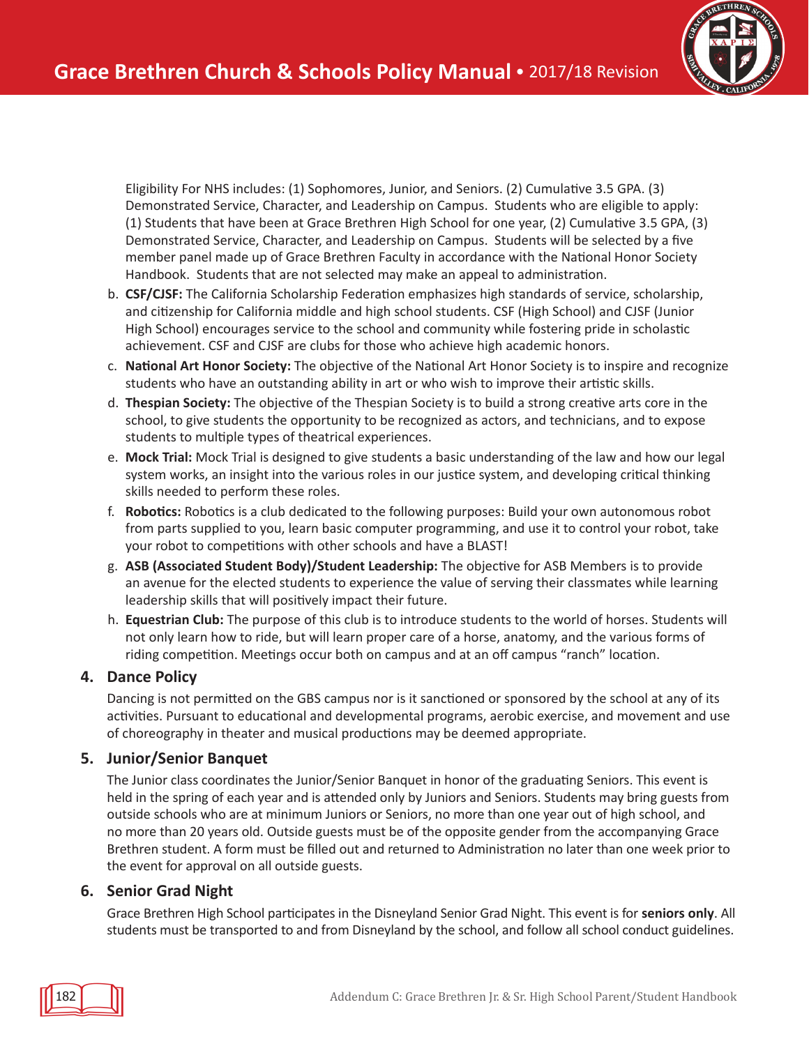Eligibility For NHS includes: (1) Sophomores, Junior, and Seniors. (2) Cumulative 3.5 GPA. (3) Demonstrated Service, Character, and Leadership on Campus. Students who are eligible to apply: (1) Students that have been at Grace Brethren High School for one year, (2) Cumulative 3.5 GPA, (3) Demonstrated Service, Character, and Leadership on Campus. Students will be selected by a five member panel made up of Grace Brethren Faculty in accordance with the National Honor Society Handbook. Students that are not selected may make an appeal to administration.

b. **CSF/CJSF:** The California Scholarship Federation emphasizes high standards of service, scholarship, and citizenship for California middle and high school students. CSF (High School) and CJSF (Junior High School) encourages service to the school and community while fostering pride in scholastic achievement. CSF and CJSF are clubs for those who achieve high academic honors.

c. **National Art Honor Society:** The objective of the National Art Honor Society is to inspire and recognize students who have an outstanding ability in art or who wish to improve their artistic skills.

d. **Thespian Society:** The objective of the Thespian Society is to build a strong creative arts core in the school, to give students the opportunity to be recognized as actors, and technicians, and to expose students to multiple types of theatrical experiences.

e. **Mock Trial:** Mock Trial is designed to give students a basic understanding of the law and how our legal system works, an insight into the various roles in our justice system, and developing critical thinking skills needed to perform these roles.

f. **Robotics:** Robotics is a club dedicated to the following purposes: Build your own autonomous robot from parts supplied to you, learn basic computer programming, and use it to control your robot, take your robot to competitions with other schools and have a BLAST!

g. **ASB (Associated Student Body)/Student Leadership:** The objective for ASB Members is to provide an avenue for the elected students to experience the value of serving their classmates while learning leadership skills that will positively impact their future.

h. **Equestrian Club:** The purpose of this club is to introduce students to the world of horses. Students will not only learn how to ride, but will learn proper care of a horse, anatomy, and the various forms of riding competition. Meetings occur both on campus and at an off campus "ranch" location.

## 4. Dance Policy

Dancing is not permitted on the GBS campus nor is it sanctioned or sponsored by the school at any of its activities. Pursuant to educational and developmental programs, aerobic exercise, and movement and use of choreography in theater and musical productions may be deemed appropriate.

## 5. Junior/Senior Banquet

The Junior class coordinates the Junior/Senior Banquet in honor of the graduating Seniors. This event is held in the spring of each year and is attended only by Juniors and Seniors. Students may bring guests from outside schools who are at minimum Juniors or Seniors, no more than one year out of high school, and no more than 20 years old. Outside guests must be of the opposite gender from the accompanying Grace Brethren student. A form must be filled out and returned to Administration no later than one week prior to the event for approval on all outside guests.

## 6. Senior Grad Night

Grace Brethren High School participates in the Disneyland Senior Grad Night. This event is for **seniors only**. All students must be transported to and from Disneyland by the school, and follow all school conduct guidelines.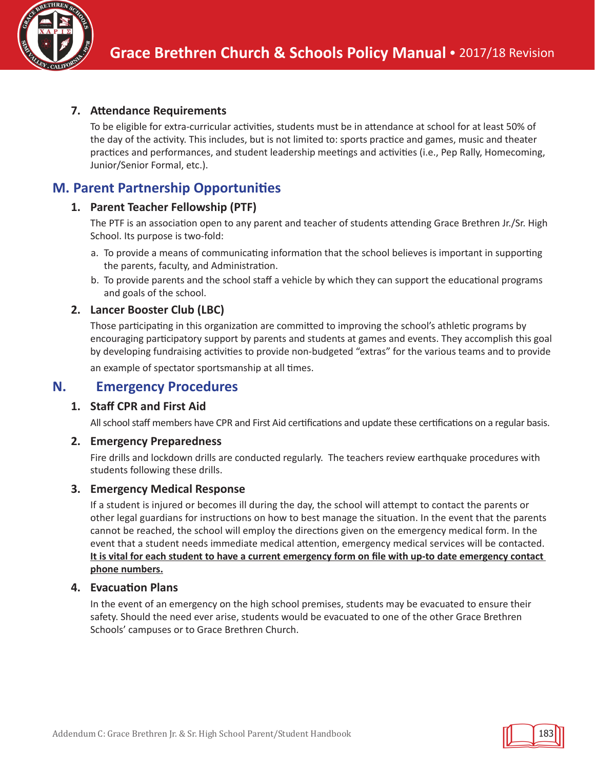### 7. Attendance Requirements

To be eligible for extra-curricular activities, students must be in attendance at school for at least 50% of the day of the activity. This includes, but is not limited to: sports practice and games, music and theater practices and performances, and student leadership meetings and activities (i.e., Pep Rally, Homecoming, Junior/Senior Formal, etc.).

## M. Parent Partnership Opportunities

### 1. Parent Teacher Fellowship (PTF)

The PTF is an association open to any parent and teacher of students attending Grace Brethren Jr./Sr. High School. Its purpose is two-fold:

a. To provide a means of communicating information that the school believes is important in supporting the parents, faculty, and Administration.

b. To provide parents and the school staff a vehicle by which they can support the educational programs and goals of the school.

### 2. Lancer Booster Club (LBC)

Those participating in this organization are committed to improving the school's athletic programs by encouraging participatory support by parents and students at games and events. They accomplish this goal by developing fundraising activities to provide non-budgeted "extras" for the various teams and to provide an example of spectator sportsmanship at all times.

## N. Emergency Procedures

### 1. Staff CPR and First Aid

All school staff members have CPR and First Aid certifications and update these certifications on a regular basis.

### 2. Emergency Preparedness

Fire drills and lockdown drills are conducted regularly. The teachers review earthquake procedures with students following these drills.

### 3. Emergency Medical Response

If a student is injured or becomes ill during the day, the school will attempt to contact the parents or other legal guardians for instructions on how to best manage the situation. In the event that the parents cannot be reached, the school will employ the directions given on the emergency medical form. In the event that a student needs immediate medical attention, emergency medical services will be contacted. **It is vital for each student to have a current emergency form on file with up-to date emergency contact phone numbers.**

### 4. Evacuation Plans

In the event of an emergency on the high school premises, students may be evacuated to ensure their safety. Should the need ever arise, students would be evacuated to one of the other Grace Brethren Schools' campuses or to Grace Brethren Church.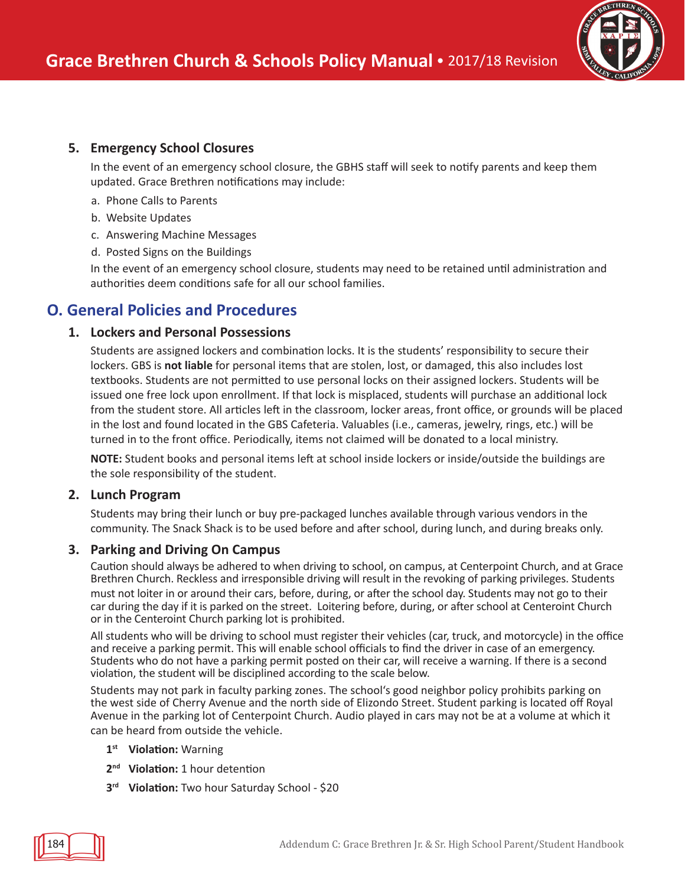### 5. Emergency School Closures

In the event of an emergency school closure, the GBHS staff will seek to notify parents and keep them updated. Grace Brethren notifications may include:

a. Phone Calls to Parents
b. Website Updates
c. Answering Machine Messages
d. Posted Signs on the Buildings

In the event of an emergency school closure, students may need to be retained until administration and authorities deem conditions safe for all our school families.

## O. General Policies and Procedures

### 1. Lockers and Personal Possessions

Students are assigned lockers and combination locks. It is the students' responsibility to secure their lockers. GBS is **not liable** for personal items that are stolen, lost, or damaged, this also includes lost textbooks. Students are not permitted to use personal locks on their assigned lockers. Students will be issued one free lock upon enrollment. If that lock is misplaced, students will purchase an additional lock from the student store. All articles left in the classroom, locker areas, front office, or grounds will be placed in the lost and found located in the GBS Cafeteria. Valuables (i.e., cameras, jewelry, rings, etc.) will be turned in to the front office. Periodically, items not claimed will be donated to a local ministry.

**NOTE:** Student books and personal items left at school inside lockers or inside/outside the buildings are the sole responsibility of the student.

### 2. Lunch Program

Students may bring their lunch or buy pre-packaged lunches available through various vendors in the community. The Snack Shack is to be used before and after school, during lunch, and during breaks only.

### 3. Parking and Driving On Campus

Caution should always be adhered to when driving to school, on campus, at Centerpoint Church, and at Grace Brethren Church. Reckless and irresponsible driving will result in the revoking of parking privileges. Students must not loiter in or around their cars, before, during, or after the school day. Students may not go to their car during the day if it is parked on the street. Loitering before, during, or after school at Centeroint Church or in the Centeroint Church parking lot is prohibited.

All students who will be driving to school must register their vehicles (car, truck, and motorcycle) in the office and receive a parking permit. This will enable school officials to find the driver in case of an emergency. Students who do not have a parking permit posted on their car, will receive a warning. If there is a second violation, the student will be disciplined according to the scale below.

Students may not park in faculty parking zones. The school's good neighbor policy prohibits parking on the west side of Cherry Avenue and the north side of Elizondo Street. Student parking is located off Royal Avenue in the parking lot of Centerpoint Church. Audio played in cars may not be at a volume at which it can be heard from outside the vehicle.

**1st Violation:** Warning

**2nd Violation:** 1 hour detention

**3rd Violation:** Two hour Saturday School - $20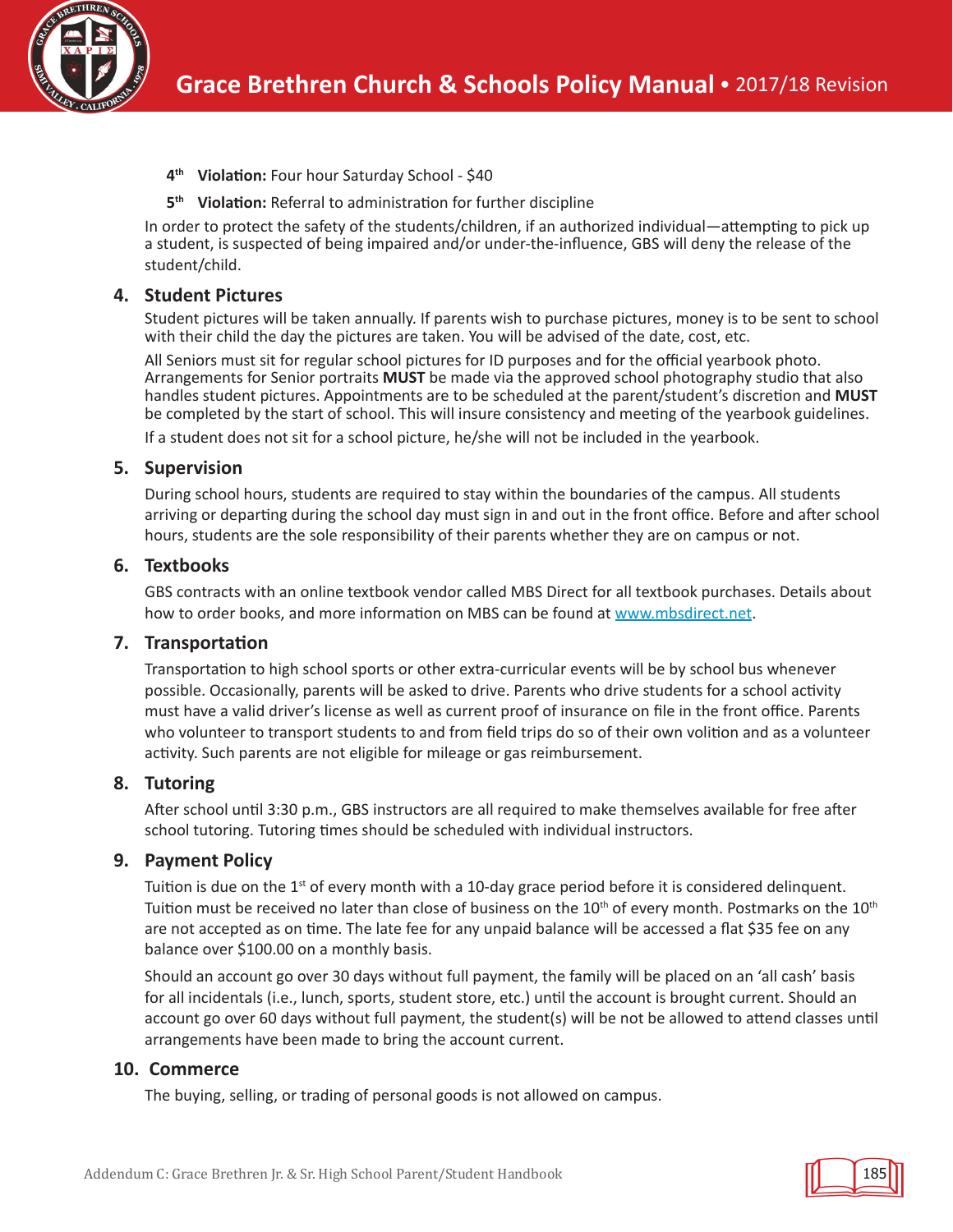**4th Violation:** Four hour Saturday School - $40

**5th Violation:** Referral to administration for further discipline

In order to protect the safety of the students/children, if an authorized individual—attempting to pick up a student, is suspected of being impaired and/or under-the-influence, GBS will deny the release of the student/child.

## 4. Student Pictures

Student pictures will be taken annually. If parents wish to purchase pictures, money is to be sent to school with their child the day the pictures are taken. You will be advised of the date, cost, etc.

All Seniors must sit for regular school pictures for ID purposes and for the official yearbook photo. Arrangements for Senior portraits **MUST** be made via the approved school photography studio that also handles student pictures. Appointments are to be scheduled at the parent/student's discretion and **MUST** be completed by the start of school. This will insure consistency and meeting of the yearbook guidelines.

If a student does not sit for a school picture, he/she will not be included in the yearbook.

## 5. Supervision

During school hours, students are required to stay within the boundaries of the campus. All students arriving or departing during the school day must sign in and out in the front office. Before and after school hours, students are the sole responsibility of their parents whether they are on campus or not.

## 6. Textbooks

GBS contracts with an online textbook vendor called MBS Direct for all textbook purchases. Details about how to order books, and more information on MBS can be found at www.mbsdirect.net.

## 7. Transportation

Transportation to high school sports or other extra-curricular events will be by school bus whenever possible. Occasionally, parents will be asked to drive. Parents who drive students for a school activity must have a valid driver's license as well as current proof of insurance on file in the front office. Parents who volunteer to transport students to and from field trips do so of their own volition and as a volunteer activity. Such parents are not eligible for mileage or gas reimbursement.

## 8. Tutoring

After school until 3:30 p.m., GBS instructors are all required to make themselves available for free after school tutoring. Tutoring times should be scheduled with individual instructors.

## 9. Payment Policy

Tuition is due on the 1st of every month with a 10-day grace period before it is considered delinquent. Tuition must be received no later than close of business on the 10th of every month. Postmarks on the 10th are not accepted as on time. The late fee for any unpaid balance will be accessed a flat $35 fee on any balance over $100.00 on a monthly basis.

Should an account go over 30 days without full payment, the family will be placed on an 'all cash' basis for all incidentals (i.e., lunch, sports, student store, etc.) until the account is brought current. Should an account go over 60 days without full payment, the student(s) will be not be allowed to attend classes until arrangements have been made to bring the account current.

## 10. Commerce

The buying, selling, or trading of personal goods is not allowed on campus.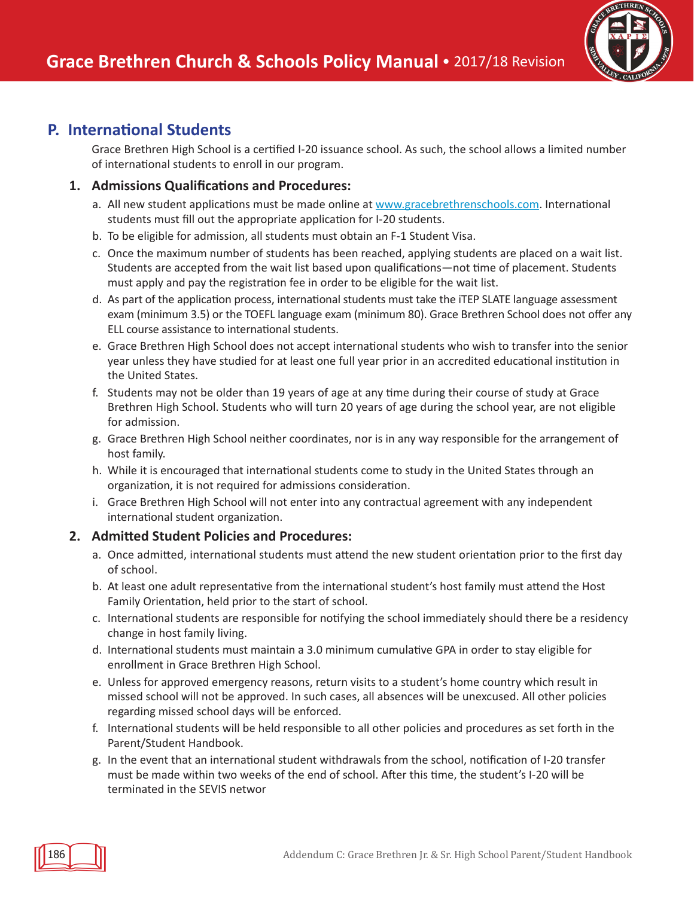## P. International Students

Grace Brethren High School is a certified I-20 issuance school. As such, the school allows a limited number of international students to enroll in our program.

### 1. Admissions Qualifications and Procedures:

a. All new student applications must be made online at www.gracebrethrenschools.com. International students must fill out the appropriate application for I-20 students.

b. To be eligible for admission, all students must obtain an F-1 Student Visa.

c. Once the maximum number of students has been reached, applying students are placed on a wait list. Students are accepted from the wait list based upon qualifications—not time of placement. Students must apply and pay the registration fee in order to be eligible for the wait list.

d. As part of the application process, international students must take the iTEP SLATE language assessment exam (minimum 3.5) or the TOEFL language exam (minimum 80). Grace Brethren School does not offer any ELL course assistance to international students.

e. Grace Brethren High School does not accept international students who wish to transfer into the senior year unless they have studied for at least one full year prior in an accredited educational institution in the United States.

f. Students may not be older than 19 years of age at any time during their course of study at Grace Brethren High School. Students who will turn 20 years of age during the school year, are not eligible for admission.

g. Grace Brethren High School neither coordinates, nor is in any way responsible for the arrangement of host family.

h. While it is encouraged that international students come to study in the United States through an organization, it is not required for admissions consideration.

i. Grace Brethren High School will not enter into any contractual agreement with any independent international student organization.

### 2. Admitted Student Policies and Procedures:

a. Once admitted, international students must attend the new student orientation prior to the first day of school.

b. At least one adult representative from the international student's host family must attend the Host Family Orientation, held prior to the start of school.

c. International students are responsible for notifying the school immediately should there be a residency change in host family living.

d. International students must maintain a 3.0 minimum cumulative GPA in order to stay eligible for enrollment in Grace Brethren High School.

e. Unless for approved emergency reasons, return visits to a student's home country which result in missed school will not be approved. In such cases, all absences will be unexcused. All other policies regarding missed school days will be enforced.

f. International students will be held responsible to all other policies and procedures as set forth in the Parent/Student Handbook.

g. In the event that an international student withdrawals from the school, notification of I-20 transfer must be made within two weeks of the end of school. After this time, the student's I-20 will be terminated in the SEVIS networ